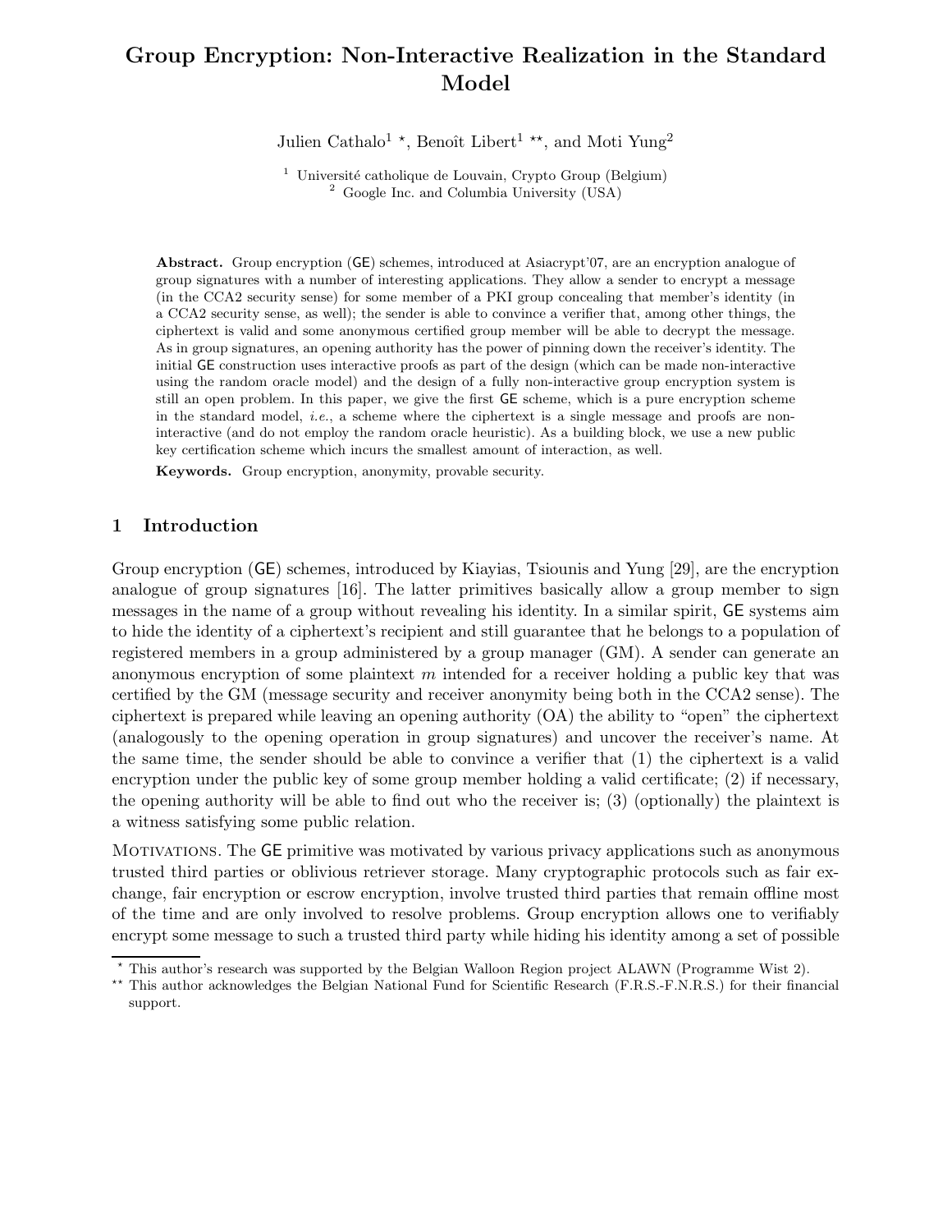# Group Encryption: Non-Interactive Realization in the Standard Model

Julien Cathalo[1] ⋆, Benoît Libert[1] ⋆⋆, and Moti Yung[2]

[1] Université catholique de Louvain, Crypto Group (Belgium)
[2] Google Inc. and Columbia University (USA)

**Abstract.** Group encryption (GE) schemes, introduced at Asiacrypt'07, are an encryption analogue of group signatures with a number of interesting applications. They allow a sender to encrypt a message (in the CCA2 security sense) for some member of a PKI group concealing that member's identity (in a CCA2 security sense, as well); the sender is able to convince a verifier that, among other things, the ciphertext is valid and some anonymous certified group member will be able to decrypt the message. As in group signatures, an opening authority has the power of pinning down the receiver's identity. The initial GE construction uses interactive proofs as part of the design (which can be made non-interactive using the random oracle model) and the design of a fully non-interactive group encryption system is still an open problem. In this paper, we give the first GE scheme, which is a pure encryption scheme in the standard model, *i.e.*, a scheme where the ciphertext is a single message and proofs are non-interactive (and do not employ the random oracle heuristic). As a building block, we use a new public key certification scheme which incurs the smallest amount of interaction, as well.

**Keywords.** Group encryption, anonymity, provable security.

## 1 Introduction

Group encryption (GE) schemes, introduced by Kiayias, Tsiounis and Yung [29], are the encryption analogue of group signatures [16]. The latter primitives basically allow a group member to sign messages in the name of a group without revealing his identity. In a similar spirit, GE systems aim to hide the identity of a ciphertext's recipient and still guarantee that he belongs to a population of registered members in a group administered by a group manager (GM). A sender can generate an anonymous encryption of some plaintext $m$ intended for a receiver holding a public key that was certified by the GM (message security and receiver anonymity being both in the CCA2 sense). The ciphertext is prepared while leaving an opening authority (OA) the ability to "open" the ciphertext (analogously to the opening operation in group signatures) and uncover the receiver's name. At the same time, the sender should be able to convince a verifier that (1) the ciphertext is a valid encryption under the public key of some group member holding a valid certificate; (2) if necessary, the opening authority will be able to find out who the receiver is; (3) (optionally) the plaintext is a witness satisfying some public relation.

Motivations. The GE primitive was motivated by various privacy applications such as anonymous trusted third parties or oblivious retriever storage. Many cryptographic protocols such as fair exchange, fair encryption or escrow encryption, involve trusted third parties that remain offline most of the time and are only involved to resolve problems. Group encryption allows one to verifiably encrypt some message to such a trusted third party while hiding his identity among a set of possible

⋆ This author's research was supported by the Belgian Walloon Region project ALAWN (Programme Wist 2).
⋆⋆ This author acknowledges the Belgian National Fund for Scientific Research (F.R.S.-F.N.R.S.) for their financial support.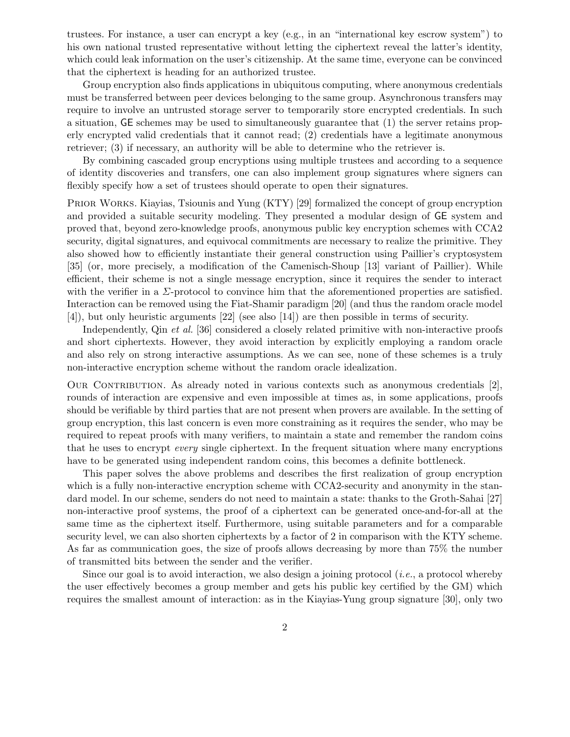trustees. For instance, a user can encrypt a key (e.g., in an "international key escrow system") to his own national trusted representative without letting the ciphertext reveal the latter's identity, which could leak information on the user's citizenship. At the same time, everyone can be convinced that the ciphertext is heading for an authorized trustee.

Group encryption also finds applications in ubiquitous computing, where anonymous credentials must be transferred between peer devices belonging to the same group. Asynchronous transfers may require to involve an untrusted storage server to temporarily store encrypted credentials. In such a situation, GE schemes may be used to simultaneously guarantee that (1) the server retains properly encrypted valid credentials that it cannot read; (2) credentials have a legitimate anonymous retriever; (3) if necessary, an authority will be able to determine who the retriever is.

By combining cascaded group encryptions using multiple trustees and according to a sequence of identity discoveries and transfers, one can also implement group signatures where signers can flexibly specify how a set of trustees should operate to open their signatures.

Prior Works. Kiayias, Tsiounis and Yung (KTY) [29] formalized the concept of group encryption and provided a suitable security modeling. They presented a modular design of GE system and proved that, beyond zero-knowledge proofs, anonymous public key encryption schemes with CCA2 security, digital signatures, and equivocal commitments are necessary to realize the primitive. They also showed how to efficiently instantiate their general construction using Paillier's cryptosystem [35] (or, more precisely, a modification of the Camenisch-Shoup [13] variant of Paillier). While efficient, their scheme is not a single message encryption, since it requires the sender to interact with the verifier in a $\Sigma$-protocol to convince him that the aforementioned properties are satisfied. Interaction can be removed using the Fiat-Shamir paradigm [20] (and thus the random oracle model [4]), but only heuristic arguments [22] (see also [14]) are then possible in terms of security.

Independently, Qin *et al.* [36] considered a closely related primitive with non-interactive proofs and short ciphertexts. However, they avoid interaction by explicitly employing a random oracle and also rely on strong interactive assumptions. As we can see, none of these schemes is a truly non-interactive encryption scheme without the random oracle idealization.

Our Contribution. As already noted in various contexts such as anonymous credentials [2], rounds of interaction are expensive and even impossible at times as, in some applications, proofs should be verifiable by third parties that are not present when provers are available. In the setting of group encryption, this last concern is even more constraining as it requires the sender, who may be required to repeat proofs with many verifiers, to maintain a state and remember the random coins that he uses to encrypt *every* single ciphertext. In the frequent situation where many encryptions have to be generated using independent random coins, this becomes a definite bottleneck.

This paper solves the above problems and describes the first realization of group encryption which is a fully non-interactive encryption scheme with CCA2-security and anonymity in the standard model. In our scheme, senders do not need to maintain a state: thanks to the Groth-Sahai [27] non-interactive proof systems, the proof of a ciphertext can be generated once-and-for-all at the same time as the ciphertext itself. Furthermore, using suitable parameters and for a comparable security level, we can also shorten ciphertexts by a factor of 2 in comparison with the KTY scheme. As far as communication goes, the size of proofs allows decreasing by more than 75% the number of transmitted bits between the sender and the verifier.

Since our goal is to avoid interaction, we also design a joining protocol (*i.e.*, a protocol whereby the user effectively becomes a group member and gets his public key certified by the GM) which requires the smallest amount of interaction: as in the Kiayias-Yung group signature [30], only two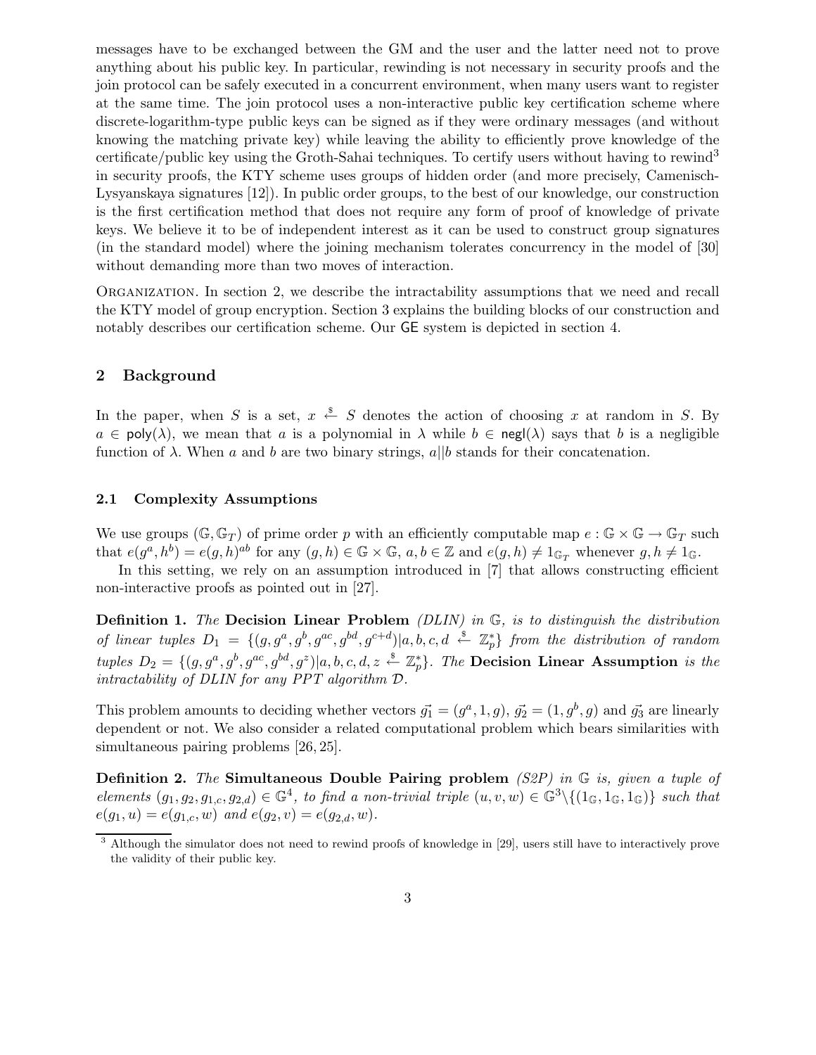messages have to be exchanged between the GM and the user and the latter need not to prove anything about his public key. In particular, rewinding is not necessary in security proofs and the join protocol can be safely executed in a concurrent environment, when many users want to register at the same time. The join protocol uses a non-interactive public key certification scheme where discrete-logarithm-type public keys can be signed as if they were ordinary messages (and without knowing the matching private key) while leaving the ability to efficiently prove knowledge of the certificate/public key using the Groth-Sahai techniques. To certify users without having to rewind[3] in security proofs, the KTY scheme uses groups of hidden order (and more precisely, Camenisch-Lysyanskaya signatures [12]). In public order groups, to the best of our knowledge, our construction is the first certification method that does not require any form of proof of knowledge of private keys. We believe it to be of independent interest as it can be used to construct group signatures (in the standard model) where the joining mechanism tolerates concurrency in the model of [30] without demanding more than two moves of interaction.

Organization. In section 2, we describe the intractability assumptions that we need and recall the KTY model of group encryption. Section 3 explains the building blocks of our construction and notably describes our certification scheme. Our GE system is depicted in section 4.

## 2 Background

In the paper, when $S$ is a set, $x \stackrel{\$}{\leftarrow} S$ denotes the action of choosing $x$ at random in $S$. By $a \in \mathsf{poly}(\lambda)$, we mean that $a$ is a polynomial in $\lambda$ while $b \in \mathsf{negl}(\lambda)$ says that $b$ is a negligible function of $\lambda$. When $a$ and $b$ are two binary strings, $a||b$ stands for their concatenation.

### 2.1 Complexity Assumptions

We use groups $(\mathbb{G}, \mathbb{G}_T)$ of prime order $p$ with an efficiently computable map $e : \mathbb{G} \times \mathbb{G} \rightarrow \mathbb{G}_T$ such that $e(g^a, h^b) = e(g, h)^{ab}$ for any $(g, h) \in \mathbb{G} \times \mathbb{G}$, $a, b \in \mathbb{Z}$ and $e(g, h) \neq 1_{\mathbb{G}_T}$ whenever $g, h \neq 1_{\mathbb{G}}$.

In this setting, we rely on an assumption introduced in [7] that allows constructing efficient non-interactive proofs as pointed out in [27].

**Definition 1.** *The* **Decision Linear Problem** *(DLIN) in $\mathbb{G}$, is to distinguish the distribution of linear tuples $D_1 = \{(g, g^a, g^b, g^{ac}, g^{bd}, g^{c+d}) | a, b, c, d \stackrel{\$}{\leftarrow} \mathbb{Z}_p^*\}$ from the distribution of random tuples $D_2 = \{(g, g^a, g^b, g^{ac}, g^{bd}, g^z) | a, b, c, d, z \stackrel{\$}{\leftarrow} \mathbb{Z}_p^*\}$. The* **Decision Linear Assumption** *is the intractability of DLIN for any PPT algorithm $\mathcal{D}$.*

This problem amounts to deciding whether vectors $\vec{g_1} = (g^a, 1, g)$, $\vec{g_2} = (1, g^b, g)$ and $\vec{g_3}$ are linearly dependent or not. We also consider a related computational problem which bears similarities with simultaneous pairing problems [26, 25].

**Definition 2.** *The* **Simultaneous Double Pairing problem** *(S2P) in $\mathbb{G}$ is, given a tuple of elements $(g_1, g_2, g_{1,c}, g_{2,d}) \in \mathbb{G}^4$, to find a non-trivial triple $(u, v, w) \in \mathbb{G}^3 \backslash \{(1_{\mathbb{G}}, 1_{\mathbb{G}}, 1_{\mathbb{G}})\}$ such that $e(g_1, u) = e(g_{1,c}, w)$ and $e(g_2, v) = e(g_{2,d}, w)$.*

[3] Although the simulator does not need to rewind proofs of knowledge in [29], users still have to interactively prove the validity of their public key.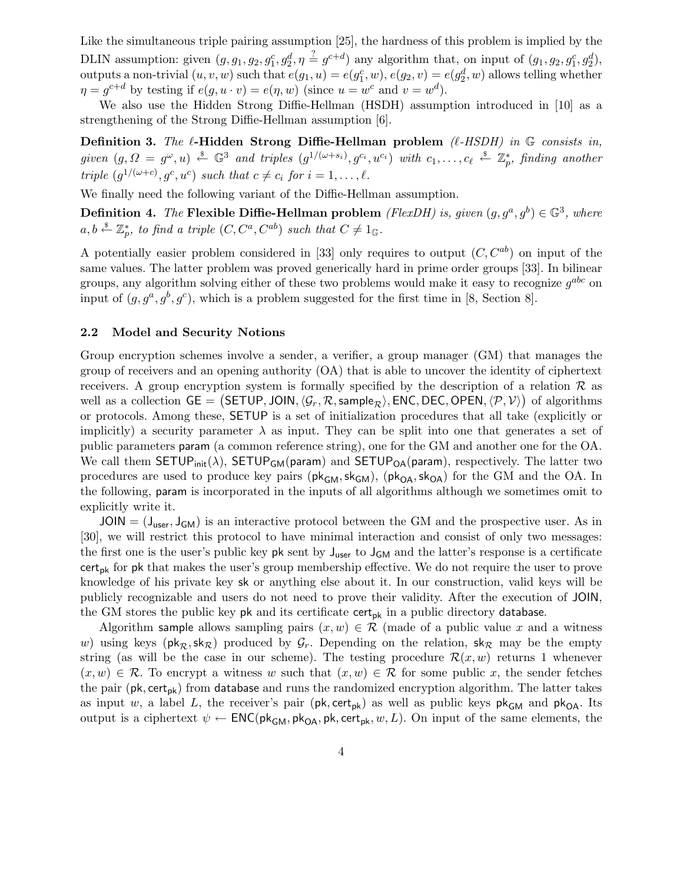Like the simultaneous triple pairing assumption [25], the hardness of this problem is implied by the DLIN assumption: given $(g, g_1, g_2, g_1^c, g_2^d, \eta \stackrel{?}{=} g^{c+d})$ any algorithm that, on input of $(g_1, g_2, g_1^c, g_2^d)$, outputs a non-trivial $(u, v, w)$ such that $e(g_1, u) = e(g_1^c, w)$, $e(g_2, v) = e(g_2^d, w)$ allows telling whether $\eta = g^{c+d}$ by testing if $e(g, u \cdot v) = e(\eta, w)$ (since $u = w^c$ and $v = w^d$).

We also use the Hidden Strong Diffie-Hellman (HSDH) assumption introduced in [10] as a strengthening of the Strong Diffie-Hellman assumption [6].

**Definition 3.** *The* $\ell$**-Hidden Strong Diffie-Hellman problem** *($\ell$-HSDH) in $\mathbb{G}$ consists in, given $(g, \Omega = g^{\omega}, u) \stackrel{\$}{\leftarrow} \mathbb{G}^3$ and triples $(g^{1/(\omega+s_i)}, g^{c_i}, u^{c_i})$ with $c_1, \ldots, c_\ell \stackrel{\$}{\leftarrow} \mathbb{Z}_p^*$, finding another triple $(g^{1/(\omega+c)}, g^c, u^c)$ such that $c \neq c_i$ for $i = 1, \ldots, \ell$.*

We finally need the following variant of the Diffie-Hellman assumption.

**Definition 4.** *The* **Flexible Diffie-Hellman problem** *(FlexDH) is, given $(g, g^a, g^b) \in \mathbb{G}^3$, where $a, b \stackrel{\$}{\leftarrow} \mathbb{Z}_p^*$, to find a triple $(C, C^a, C^{ab})$ such that $C \neq 1_{\mathbb{G}}$.*

A potentially easier problem considered in [33] only requires to output $(C, C^{ab})$ on input of the same values. The latter problem was proved generically hard in prime order groups [33]. In bilinear groups, any algorithm solving either of these two problems would make it easy to recognize $g^{abc}$ on input of $(g, g^a, g^b, g^c)$, which is a problem suggested for the first time in [8, Section 8].

### 2.2 Model and Security Notions

Group encryption schemes involve a sender, a verifier, a group manager (GM) that manages the group of receivers and an opening authority (OA) that is able to uncover the identity of ciphertext receivers. A group encryption system is formally specified by the description of a relation $\mathcal{R}$ as well as a collection $\mathsf{GE} = \big(\mathsf{SETUP}, \mathsf{JOIN}, \langle \mathcal{G}_r, \mathcal{R}, \mathsf{sample}_{\mathcal{R}} \rangle, \mathsf{ENC}, \mathsf{DEC}, \mathsf{OPEN}, \langle \mathcal{P}, \mathcal{V} \rangle\big)$ of algorithms or protocols. Among these, $\mathsf{SETUP}$ is a set of initialization procedures that all take (explicitly or implicitly) a security parameter $\lambda$ as input. They can be split into one that generates a set of public parameters $\mathsf{param}$ (a common reference string), one for the GM and another one for the OA. We call them $\mathsf{SETUP}_{\mathsf{init}}(\lambda)$, $\mathsf{SETUP}_{\mathsf{GM}}(\mathsf{param})$ and $\mathsf{SETUP}_{\mathsf{OA}}(\mathsf{param})$, respectively. The latter two procedures are used to produce key pairs $(\mathsf{pk}_{\mathsf{GM}}, \mathsf{sk}_{\mathsf{GM}})$, $(\mathsf{pk}_{\mathsf{OA}}, \mathsf{sk}_{\mathsf{OA}})$ for the GM and the OA. In the following, $\mathsf{param}$ is incorporated in the inputs of all algorithms although we sometimes omit to explicitly write it.

$\mathsf{JOIN} = (\mathsf{J}_{\mathsf{user}}, \mathsf{J}_{\mathsf{GM}})$ is an interactive protocol between the GM and the prospective user. As in [30], we will restrict this protocol to have minimal interaction and consist of only two messages: the first one is the user's public key $\mathsf{pk}$ sent by $\mathsf{J}_{\mathsf{user}}$ to $\mathsf{J}_{\mathsf{GM}}$ and the latter's response is a certificate $\mathsf{cert}_{\mathsf{pk}}$ for $\mathsf{pk}$ that makes the user's group membership effective. We do not require the user to prove knowledge of his private key $\mathsf{sk}$ or anything else about it. In our construction, valid keys will be publicly recognizable and users do not need to prove their validity. After the execution of $\mathsf{JOIN}$, the GM stores the public key $\mathsf{pk}$ and its certificate $\mathsf{cert}_{\mathsf{pk}}$ in a public directory $\mathsf{database}$.

Algorithm $\mathsf{sample}$ allows sampling pairs $(x, w) \in \mathcal{R}$ (made of a public value $x$ and a witness $w$) using keys $(\mathsf{pk}_{\mathcal{R}}, \mathsf{sk}_{\mathcal{R}})$ produced by $\mathcal{G}_r$. Depending on the relation, $\mathsf{sk}_{\mathcal{R}}$ may be the empty string (as will be the case in our scheme). The testing procedure $\mathcal{R}(x, w)$ returns 1 whenever $(x, w) \in \mathcal{R}$. To encrypt a witness $w$ such that $(x, w) \in \mathcal{R}$ for some public $x$, the sender fetches the pair $(\mathsf{pk}, \mathsf{cert}_{\mathsf{pk}})$ from $\mathsf{database}$ and runs the randomized encryption algorithm. The latter takes as input $w$, a label $L$, the receiver's pair $(\mathsf{pk}, \mathsf{cert}_{\mathsf{pk}})$ as well as public keys $\mathsf{pk}_{\mathsf{GM}}$ and $\mathsf{pk}_{\mathsf{OA}}$. Its output is a ciphertext $\psi \leftarrow \mathsf{ENC}(\mathsf{pk}_{\mathsf{GM}}, \mathsf{pk}_{\mathsf{OA}}, \mathsf{pk}, \mathsf{cert}_{\mathsf{pk}}, w, L)$. On input of the same elements, the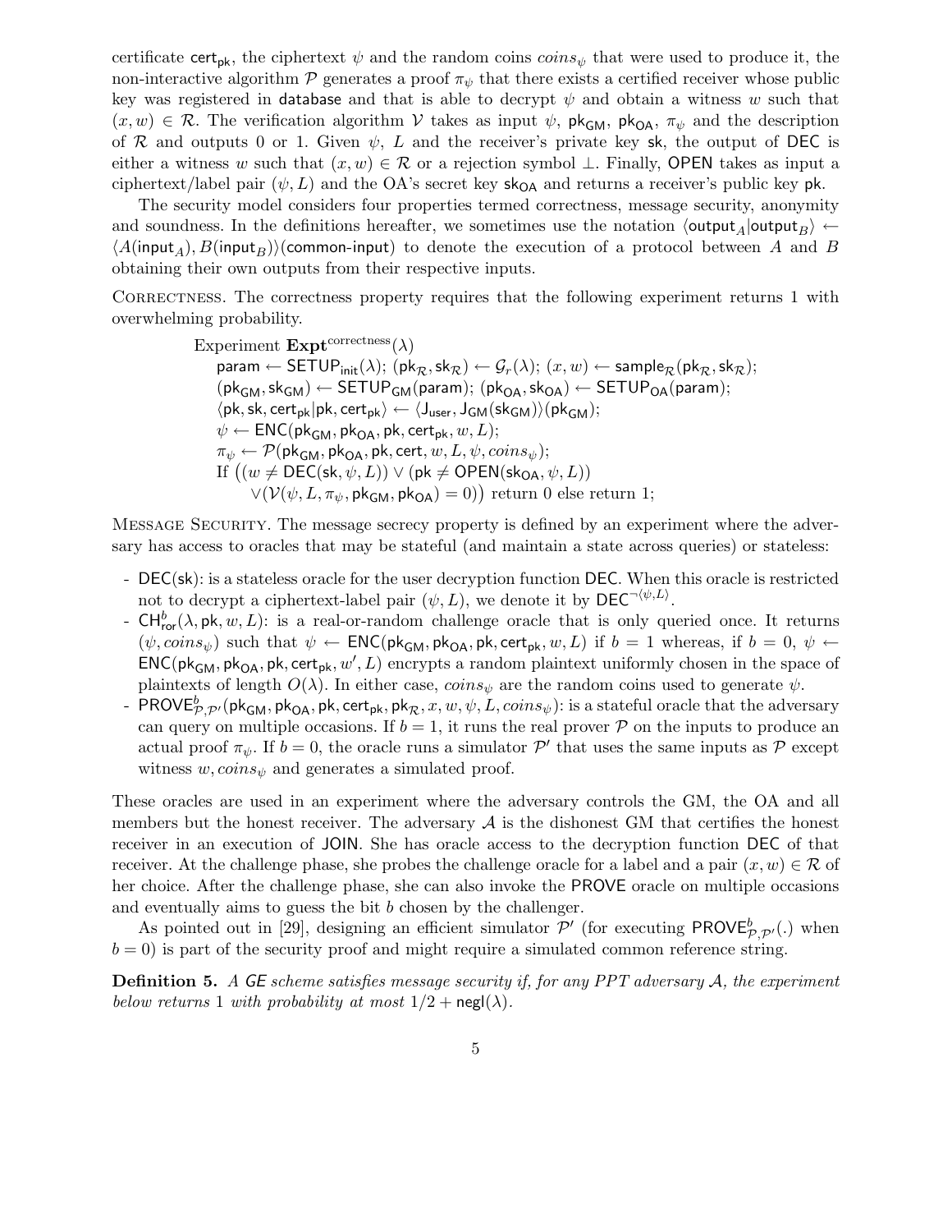certificate $\mathsf{cert}_{\mathsf{pk}}$, the ciphertext $\psi$ and the random coins $coins_\psi$ that were used to produce it, the non-interactive algorithm $\mathcal{P}$ generates a proof $\pi_\psi$ that there exists a certified receiver whose public key was registered in $\mathsf{database}$ and that is able to decrypt $\psi$ and obtain a witness $w$ such that $(x, w) \in \mathcal{R}$. The verification algorithm $\mathcal{V}$ takes as input $\psi$, $\mathsf{pk}_{\mathsf{GM}}$, $\mathsf{pk}_{\mathsf{OA}}$, $\pi_\psi$ and the description of $\mathcal{R}$ and outputs 0 or 1. Given $\psi$, $L$ and the receiver's private key $\mathsf{sk}$, the output of $\mathsf{DEC}$ is either a witness $w$ such that $(x, w) \in \mathcal{R}$ or a rejection symbol $\perp$. Finally, $\mathsf{OPEN}$ takes as input a ciphertext/label pair $(\psi, L)$ and the OA's secret key $\mathsf{sk}_{\mathsf{OA}}$ and returns a receiver's public key $\mathsf{pk}$.

The security model considers four properties termed correctness, message security, anonymity and soundness. In the definitions hereafter, we sometimes use the notation $\langle \mathsf{output}_A | \mathsf{output}_B \rangle \leftarrow \langle A(\mathsf{input}_A), B(\mathsf{input}_B) \rangle (\mathsf{common\text{-}input})$ to denote the execution of a protocol between $A$ and $B$ obtaining their own outputs from their respective inputs.

Correctness. The correctness property requires that the following experiment returns 1 with overwhelming probability.

$$
\begin{array}{l}
\text{Experiment } \mathbf{Expt}^{\text{correctness}}(\lambda) \\
\quad \mathsf{param} \leftarrow \mathsf{SETUP}_{\mathsf{init}}(\lambda);\ (\mathsf{pk}_{\mathcal{R}}, \mathsf{sk}_{\mathcal{R}}) \leftarrow \mathcal{G}_r(\lambda);\ (x, w) \leftarrow \mathsf{sample}_{\mathcal{R}}(\mathsf{pk}_{\mathcal{R}}, \mathsf{sk}_{\mathcal{R}}); \\
\quad (\mathsf{pk}_{\mathsf{GM}}, \mathsf{sk}_{\mathsf{GM}}) \leftarrow \mathsf{SETUP}_{\mathsf{GM}}(\mathsf{param});\ (\mathsf{pk}_{\mathsf{OA}}, \mathsf{sk}_{\mathsf{OA}}) \leftarrow \mathsf{SETUP}_{\mathsf{OA}}(\mathsf{param}); \\
\quad \langle \mathsf{pk}, \mathsf{sk}, \mathsf{cert}_{\mathsf{pk}} | \mathsf{pk}, \mathsf{cert}_{\mathsf{pk}} \rangle \leftarrow \langle \mathsf{J}_{\mathsf{user}}, \mathsf{J}_{\mathsf{GM}}(\mathsf{sk}_{\mathsf{GM}}) \rangle (\mathsf{pk}_{\mathsf{GM}}); \\
\quad \psi \leftarrow \mathsf{ENC}(\mathsf{pk}_{\mathsf{GM}}, \mathsf{pk}_{\mathsf{OA}}, \mathsf{pk}, \mathsf{cert}_{\mathsf{pk}}, w, L); \\
\quad \pi_\psi \leftarrow \mathcal{P}(\mathsf{pk}_{\mathsf{GM}}, \mathsf{pk}_{\mathsf{OA}}, \mathsf{pk}, \mathsf{cert}, w, L, \psi, coins_\psi); \\
\quad \text{If } \big( (w \neq \mathsf{DEC}(\mathsf{sk}, \psi, L)) \vee (\mathsf{pk} \neq \mathsf{OPEN}(\mathsf{sk}_{\mathsf{OA}}, \psi, L)) \\
\qquad \vee (\mathcal{V}(\psi, L, \pi_\psi, \mathsf{pk}_{\mathsf{GM}}, \mathsf{pk}_{\mathsf{OA}}) = 0) \big) \text{ return 0 else return 1;}
\end{array}
$$

Message Security. The message secrecy property is defined by an experiment where the adversary has access to oracles that may be stateful (and maintain a state across queries) or stateless:

- $\mathsf{DEC}(\mathsf{sk})$: is a stateless oracle for the user decryption function $\mathsf{DEC}$. When this oracle is restricted not to decrypt a ciphertext-label pair $(\psi, L)$, we denote it by $\mathsf{DEC}^{\neg\langle \psi, L \rangle}$.
- $\mathsf{CH}^b_{\mathsf{ror}}(\lambda, \mathsf{pk}, w, L)$: is a real-or-random challenge oracle that is only queried once. It returns $(\psi, coins_\psi)$ such that $\psi \leftarrow \mathsf{ENC}(\mathsf{pk}_{\mathsf{GM}}, \mathsf{pk}_{\mathsf{OA}}, \mathsf{pk}, \mathsf{cert}_{\mathsf{pk}}, w, L)$ if $b = 1$ whereas, if $b = 0$, $\psi \leftarrow \mathsf{ENC}(\mathsf{pk}_{\mathsf{GM}}, \mathsf{pk}_{\mathsf{OA}}, \mathsf{pk}, \mathsf{cert}_{\mathsf{pk}}, w', L)$ encrypts a random plaintext uniformly chosen in the space of plaintexts of length $O(\lambda)$. In either case, $coins_\psi$ are the random coins used to generate $\psi$.
- $\mathsf{PROVE}^b_{\mathcal{P},\mathcal{P}'}(\mathsf{pk}_{\mathsf{GM}}, \mathsf{pk}_{\mathsf{OA}}, \mathsf{pk}, \mathsf{cert}_{\mathsf{pk}}, \mathsf{pk}_{\mathcal{R}}, x, w, \psi, L, coins_\psi)$: is a stateful oracle that the adversary can query on multiple occasions. If $b = 1$, it runs the real prover $\mathcal{P}$ on the inputs to produce an actual proof $\pi_\psi$. If $b = 0$, the oracle runs a simulator $\mathcal{P}'$ that uses the same inputs as $\mathcal{P}$ except witness $w, coins_\psi$ and generates a simulated proof.

These oracles are used in an experiment where the adversary controls the GM, the OA and all members but the honest receiver. The adversary $\mathcal{A}$ is the dishonest GM that certifies the honest receiver in an execution of $\mathsf{JOIN}$. She has oracle access to the decryption function $\mathsf{DEC}$ of that receiver. At the challenge phase, she probes the challenge oracle for a label and a pair $(x, w) \in \mathcal{R}$ of her choice. After the challenge phase, she can also invoke the $\mathsf{PROVE}$ oracle on multiple occasions and eventually aims to guess the bit $b$ chosen by the challenger.

As pointed out in [29], designing an efficient simulator $\mathcal{P}'$ (for executing $\mathsf{PROVE}^b_{\mathcal{P},\mathcal{P}'}(.)$ when $b = 0$) is part of the security proof and might require a simulated common reference string.

**Definition 5.** *A GE scheme satisfies message security if, for any PPT adversary $\mathcal{A}$, the experiment below returns 1 with probability at most $1/2 + \mathsf{negl}(\lambda)$.*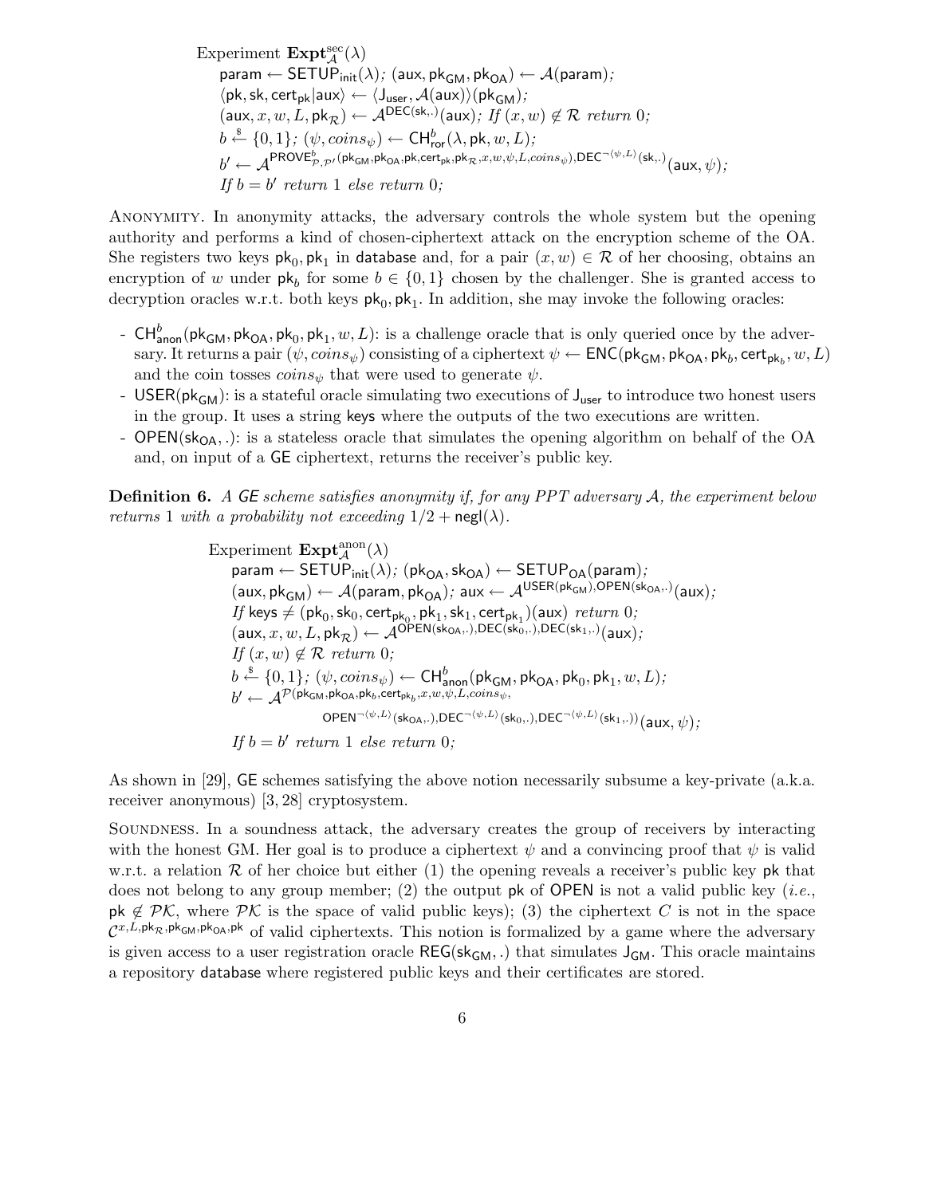Experiment $\mathbf{Expt}^{\mathrm{sec}}_{\mathcal{A}}(\lambda)$

$\mathsf{param} \leftarrow \mathsf{SETUP}_{\mathsf{init}}(\lambda)$; $(\mathsf{aux}, \mathsf{pk}_{\mathsf{GM}}, \mathsf{pk}_{\mathsf{OA}}) \leftarrow \mathcal{A}(\mathsf{param})$;

$\langle \mathsf{pk}, \mathsf{sk}, \mathsf{cert}_{\mathsf{pk}} | \mathsf{aux} \rangle \leftarrow \langle \mathsf{J}_{\mathsf{user}}, \mathcal{A}(\mathsf{aux}) \rangle (\mathsf{pk}_{\mathsf{GM}})$;

$(\mathsf{aux}, x, w, L, \mathsf{pk}_{\mathcal{R}}) \leftarrow \mathcal{A}^{\mathsf{DEC}(\mathsf{sk},.)}(\mathsf{aux})$; *If* $(x, w) \notin \mathcal{R}$ *return* 0;

$b \xleftarrow{\$} \{0, 1\}$; $(\psi, coins_\psi) \leftarrow \mathsf{CH}^b_{\mathsf{ror}}(\lambda, \mathsf{pk}, w, L)$;

$b' \leftarrow \mathcal{A}^{\mathsf{PROVE}^b_{\mathcal{P},\mathcal{P}'}(\mathsf{pk}_{\mathsf{GM}}, \mathsf{pk}_{\mathsf{OA}}, \mathsf{pk}, \mathsf{cert}_{\mathsf{pk}}, \mathsf{pk}_{\mathcal{R}}, x, w, \psi, L, coins_\psi), \mathsf{DEC}^{\neg\langle \psi, L\rangle}(\mathsf{sk},.)}(\mathsf{aux}, \psi)$;

*If* $b = b'$ *return* 1 *else return* 0;

Anonymity. In anonymity attacks, the adversary controls the whole system but the opening authority and performs a kind of chosen-ciphertext attack on the encryption scheme of the OA. She registers two keys $\mathsf{pk}_0, \mathsf{pk}_1$ in $\mathsf{database}$ and, for a pair $(x, w) \in \mathcal{R}$ of her choosing, obtains an encryption of $w$ under $\mathsf{pk}_b$ for some $b \in \{0, 1\}$ chosen by the challenger. She is granted access to decryption oracles w.r.t. both keys $\mathsf{pk}_0, \mathsf{pk}_1$. In addition, she may invoke the following oracles:

- $\mathsf{CH}^b_{\mathsf{anon}}(\mathsf{pk}_{\mathsf{GM}}, \mathsf{pk}_{\mathsf{OA}}, \mathsf{pk}_0, \mathsf{pk}_1, w, L)$: is a challenge oracle that is only queried once by the adversary. It returns a pair $(\psi, coins_\psi)$ consisting of a ciphertext $\psi \leftarrow \mathsf{ENC}(\mathsf{pk}_{\mathsf{GM}}, \mathsf{pk}_{\mathsf{OA}}, \mathsf{pk}_b, \mathsf{cert}_{\mathsf{pk}_b}, w, L)$ and the coin tosses $coins_\psi$ that were used to generate $\psi$.
- $\mathsf{USER}(\mathsf{pk}_{\mathsf{GM}})$: is a stateful oracle simulating two executions of $\mathsf{J}_{\mathsf{user}}$ to introduce two honest users in the group. It uses a string $\mathsf{keys}$ where the outputs of the two executions are written.
- $\mathsf{OPEN}(\mathsf{sk}_{\mathsf{OA}}, .)$: is a stateless oracle that simulates the opening algorithm on behalf of the OA and, on input of a $\mathsf{GE}$ ciphertext, returns the receiver's public key.

**Definition 6.** *A $\mathsf{GE}$ scheme satisfies anonymity if, for any PPT adversary $\mathcal{A}$, the experiment below returns 1 with a probability not exceeding $1/2 + \mathsf{negl}(\lambda)$.*

Experiment $\mathbf{Expt}^{\mathrm{anon}}_{\mathcal{A}}(\lambda)$

$\mathsf{param} \leftarrow \mathsf{SETUP}_{\mathsf{init}}(\lambda)$; $(\mathsf{pk}_{\mathsf{OA}}, \mathsf{sk}_{\mathsf{OA}}) \leftarrow \mathsf{SETUP}_{\mathsf{OA}}(\mathsf{param})$;

$(\mathsf{aux}, \mathsf{pk}_{\mathsf{GM}}) \leftarrow \mathcal{A}(\mathsf{param}, \mathsf{pk}_{\mathsf{OA}})$; $\mathsf{aux} \leftarrow \mathcal{A}^{\mathsf{USER}(\mathsf{pk}_{\mathsf{GM}}), \mathsf{OPEN}(\mathsf{sk}_{\mathsf{OA}},.)}(\mathsf{aux})$;

*If* $\mathsf{keys} \neq (\mathsf{pk}_0, \mathsf{sk}_0, \mathsf{cert}_{\mathsf{pk}_0}, \mathsf{pk}_1, \mathsf{sk}_1, \mathsf{cert}_{\mathsf{pk}_1})(\mathsf{aux})$ *return* 0;

$(\mathsf{aux}, x, w, L, \mathsf{pk}_{\mathcal{R}}) \leftarrow \mathcal{A}^{\mathsf{OPEN}(\mathsf{sk}_{\mathsf{OA}},.), \mathsf{DEC}(\mathsf{sk}_0,.), \mathsf{DEC}(\mathsf{sk}_1,.)}(\mathsf{aux})$;

*If* $(x, w) \notin \mathcal{R}$ *return* 0;

$b \xleftarrow{\$} \{0, 1\}$; $(\psi, coins_\psi) \leftarrow \mathsf{CH}^b_{\mathsf{anon}}(\mathsf{pk}_{\mathsf{GM}}, \mathsf{pk}_{\mathsf{OA}}, \mathsf{pk}_0, \mathsf{pk}_1, w, L)$;

$b' \leftarrow \mathcal{A}^{\mathcal{P}(\mathsf{pk}_{\mathsf{GM}}, \mathsf{pk}_{\mathsf{OA}}, \mathsf{pk}_b, \mathsf{cert}_{\mathsf{pk}_b}, x, w, \psi, L, coins_\psi, \; \mathsf{OPEN}^{\neg\langle \psi, L\rangle}(\mathsf{sk}_{\mathsf{OA}},.), \mathsf{DEC}^{\neg\langle \psi, L\rangle}(\mathsf{sk}_0,.), \mathsf{DEC}^{\neg\langle \psi, L\rangle}(\mathsf{sk}_1,.))}(\mathsf{aux}, \psi)$;

*If* $b = b'$ *return* 1 *else return* 0;

As shown in [29], $\mathsf{GE}$ schemes satisfying the above notion necessarily subsume a key-private (a.k.a. receiver anonymous) [3, 28] cryptosystem.

Soundness. In a soundness attack, the adversary creates the group of receivers by interacting with the honest GM. Her goal is to produce a ciphertext $\psi$ and a convincing proof that $\psi$ is valid w.r.t. a relation $\mathcal{R}$ of her choice but either (1) the opening reveals a receiver's public key $\mathsf{pk}$ that does not belong to any group member; (2) the output $\mathsf{pk}$ of $\mathsf{OPEN}$ is not a valid public key (*i.e.*, $\mathsf{pk} \notin \mathcal{PK}$, where $\mathcal{PK}$ is the space of valid public keys); (3) the ciphertext $C$ is not in the space $\mathcal{C}^{x, L, \mathsf{pk}_{\mathcal{R}}, \mathsf{pk}_{\mathsf{GM}}, \mathsf{pk}_{\mathsf{OA}}, \mathsf{pk}}$ of valid ciphertexts. This notion is formalized by a game where the adversary is given access to a user registration oracle $\mathsf{REG}(\mathsf{sk}_{\mathsf{GM}}, .)$ that simulates $\mathsf{J}_{\mathsf{GM}}$. This oracle maintains a repository $\mathsf{database}$ where registered public keys and their certificates are stored.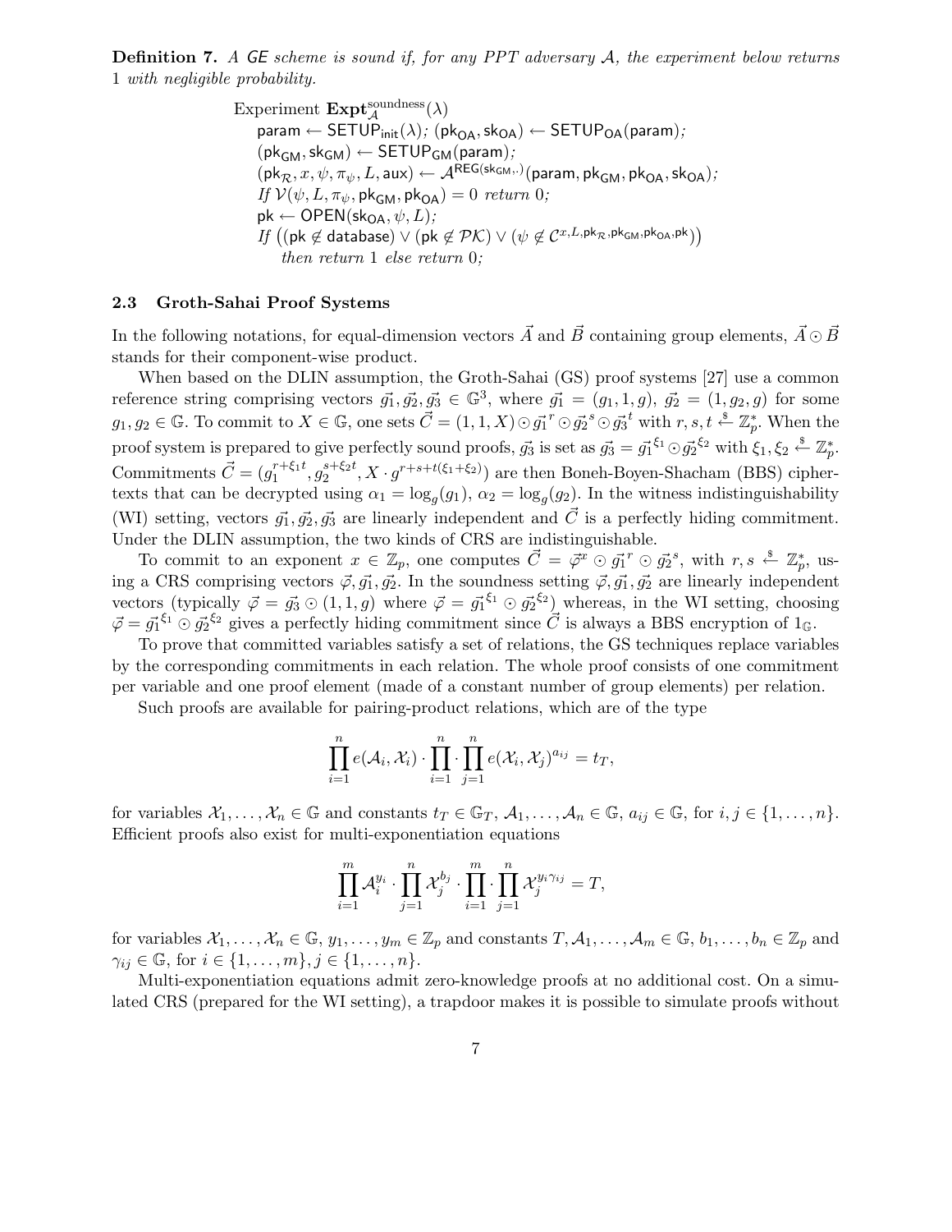**Definition 7.** *A* GE *scheme is sound if, for any PPT adversary $\mathcal{A}$, the experiment below returns 1 with negligible probability.*

Experiment $\mathbf{Expt}_{\mathcal{A}}^{\mathrm{soundness}}(\lambda)$
 $\mathsf{param} \leftarrow \mathsf{SETUP}_{\mathsf{init}}(\lambda)$; $(\mathsf{pk}_{\mathsf{OA}}, \mathsf{sk}_{\mathsf{OA}}) \leftarrow \mathsf{SETUP}_{\mathsf{OA}}(\mathsf{param})$;
 $(\mathsf{pk}_{\mathsf{GM}}, \mathsf{sk}_{\mathsf{GM}}) \leftarrow \mathsf{SETUP}_{\mathsf{GM}}(\mathsf{param})$;
 $(\mathsf{pk}_{\mathcal{R}}, x, \psi, \pi_{\psi}, L, \mathsf{aux}) \leftarrow \mathcal{A}^{\mathsf{REG}(\mathsf{sk}_{\mathsf{GM}},.)}(\mathsf{param}, \mathsf{pk}_{\mathsf{GM}}, \mathsf{pk}_{\mathsf{OA}}, \mathsf{sk}_{\mathsf{OA}})$;
 *If* $\mathcal{V}(\psi, L, \pi_{\psi}, \mathsf{pk}_{\mathsf{GM}}, \mathsf{pk}_{\mathsf{OA}}) = 0$ *return* 0;
 $\mathsf{pk} \leftarrow \mathsf{OPEN}(\mathsf{sk}_{\mathsf{OA}}, \psi, L)$;
 *If* $\big((\mathsf{pk} \notin \mathsf{database}) \vee (\mathsf{pk} \notin \mathcal{PK}) \vee (\psi \notin \mathcal{C}^{x,L,\mathsf{pk}_{\mathcal{R}},\mathsf{pk}_{\mathsf{GM}},\mathsf{pk}_{\mathsf{OA}},\mathsf{pk}})\big)$
  *then return* 1 *else return* 0;

### 2.3 Groth-Sahai Proof Systems

In the following notations, for equal-dimension vectors $\vec{A}$ and $\vec{B}$ containing group elements, $\vec{A} \odot \vec{B}$ stands for their component-wise product.

When based on the DLIN assumption, the Groth-Sahai (GS) proof systems [27] use a common reference string comprising vectors $\vec{g_1}, \vec{g_2}, \vec{g_3} \in \mathbb{G}^3$, where $\vec{g_1} = (g_1, 1, g)$, $\vec{g_2} = (1, g_2, g)$ for some $g_1, g_2 \in \mathbb{G}$. To commit to $X \in \mathbb{G}$, one sets $\vec{C} = (1, 1, X) \odot \vec{g_1}^{\,r} \odot \vec{g_2}^{\,s} \odot \vec{g_3}^{\,t}$ with $r, s, t \xleftarrow{\$} \mathbb{Z}_p^*$. When the proof system is prepared to give perfectly sound proofs, $\vec{g_3}$ is set as $\vec{g_3} = \vec{g_1}^{\,\xi_1} \odot \vec{g_2}^{\,\xi_2}$ with $\xi_1, \xi_2 \xleftarrow{\$} \mathbb{Z}_p^*$. Commitments $\vec{C} = (g_1^{r+\xi_1 t}, g_2^{s+\xi_2 t}, X \cdot g^{r+s+t(\xi_1+\xi_2)})$ are then Boneh-Boyen-Shacham (BBS) ciphertexts that can be decrypted using $\alpha_1 = \log_g(g_1)$, $\alpha_2 = \log_g(g_2)$. In the witness indistinguishability (WI) setting, vectors $\vec{g_1}, \vec{g_2}, \vec{g_3}$ are linearly independent and $\vec{C}$ is a perfectly hiding commitment. Under the DLIN assumption, the two kinds of CRS are indistinguishable.

To commit to an exponent $x \in \mathbb{Z}_p$, one computes $\vec{C} = \vec{\varphi}^{\,x} \odot \vec{g_1}^{\,r} \odot \vec{g_2}^{\,s}$, with $r, s \xleftarrow{\$} \mathbb{Z}_p^*$, using a CRS comprising vectors $\vec{\varphi}, \vec{g_1}, \vec{g_2}$. In the soundness setting $\vec{\varphi}, \vec{g_1}, \vec{g_2}$ are linearly independent vectors (typically $\vec{\varphi} = \vec{g_3} \odot (1, 1, g)$ where $\vec{\varphi} = \vec{g_1}^{\,\xi_1} \odot \vec{g_2}^{\,\xi_2}$) whereas, in the WI setting, choosing $\vec{\varphi} = \vec{g_1}^{\,\xi_1} \odot \vec{g_2}^{\,\xi_2}$ gives a perfectly hiding commitment since $\vec{C}$ is always a BBS encryption of $1_{\mathbb{G}}$.

To prove that committed variables satisfy a set of relations, the GS techniques replace variables by the corresponding commitments in each relation. The whole proof consists of one commitment per variable and one proof element (made of a constant number of group elements) per relation.

Such proofs are available for pairing-product relations, which are of the type

$$\prod_{i=1}^{n} e(\mathcal{A}_i, \mathcal{X}_i) \cdot \prod_{i=1}^{n} \cdot \prod_{j=1}^{n} e(\mathcal{X}_i, \mathcal{X}_j)^{a_{ij}} = t_T,$$

for variables $\mathcal{X}_1, \ldots, \mathcal{X}_n \in \mathbb{G}$ and constants $t_T \in \mathbb{G}_T$, $\mathcal{A}_1, \ldots, \mathcal{A}_n \in \mathbb{G}$, $a_{ij} \in \mathbb{G}$, for $i, j \in \{1, \ldots, n\}$. Efficient proofs also exist for multi-exponentiation equations

$$\prod_{i=1}^{m} \mathcal{A}_i^{y_i} \cdot \prod_{j=1}^{n} \mathcal{X}_j^{b_j} \cdot \prod_{i=1}^{m} \cdot \prod_{j=1}^{n} \mathcal{X}_j^{y_i \gamma_{ij}} = T,$$

for variables $\mathcal{X}_1, \ldots, \mathcal{X}_n \in \mathbb{G}$, $y_1, \ldots, y_m \in \mathbb{Z}_p$ and constants $T, \mathcal{A}_1, \ldots, \mathcal{A}_m \in \mathbb{G}$, $b_1, \ldots, b_n \in \mathbb{Z}_p$ and $\gamma_{ij} \in \mathbb{G}$, for $i \in \{1, \ldots, m\}, j \in \{1, \ldots, n\}$.

Multi-exponentiation equations admit zero-knowledge proofs at no additional cost. On a simulated CRS (prepared for the WI setting), a trapdoor makes it is possible to simulate proofs without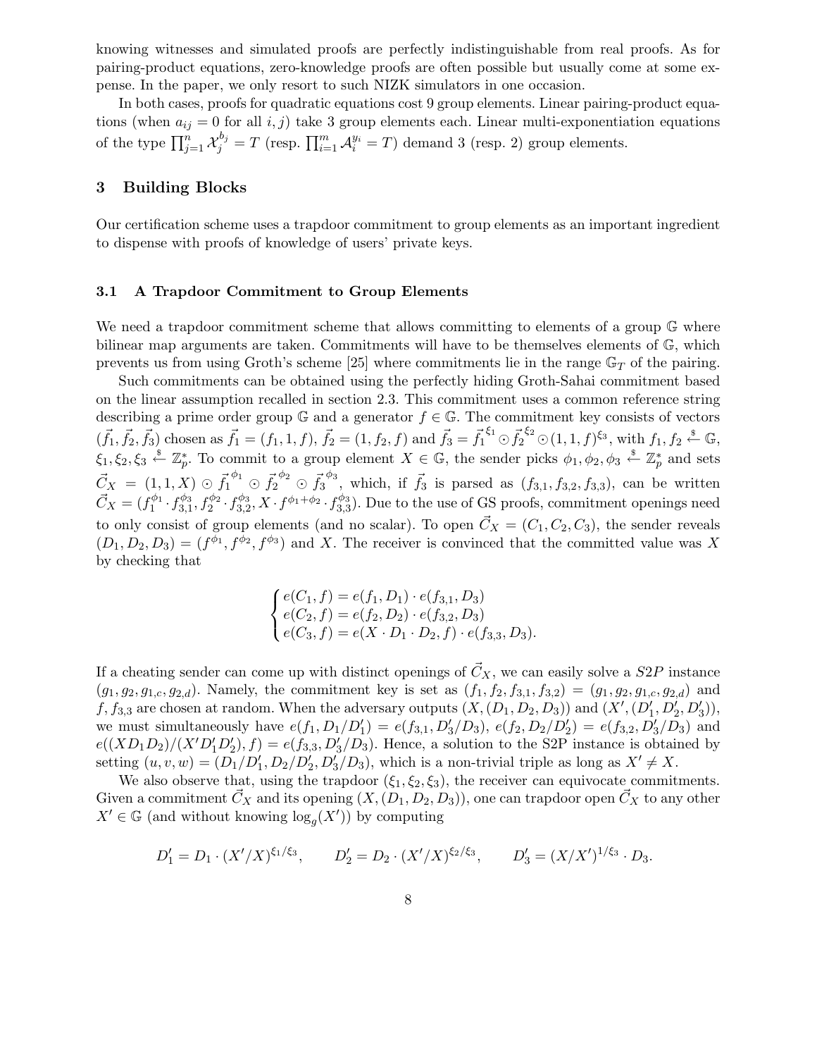knowing witnesses and simulated proofs are perfectly indistinguishable from real proofs. As for pairing-product equations, zero-knowledge proofs are often possible but usually come at some expense. In the paper, we only resort to such NIZK simulators in one occasion.

In both cases, proofs for quadratic equations cost 9 group elements. Linear pairing-product equations (when $a_{ij} = 0$ for all $i, j$) take 3 group elements each. Linear multi-exponentiation equations of the type $\prod_{j=1}^{n} \mathcal{X}_j^{b_j} = T$ (resp. $\prod_{i=1}^{m} \mathcal{A}_i^{y_i} = T$) demand 3 (resp. 2) group elements.

## 3 Building Blocks

Our certification scheme uses a trapdoor commitment to group elements as an important ingredient to dispense with proofs of knowledge of users' private keys.

### 3.1 A Trapdoor Commitment to Group Elements

We need a trapdoor commitment scheme that allows committing to elements of a group $\mathbb{G}$ where bilinear map arguments are taken. Commitments will have to be themselves elements of $\mathbb{G}$, which prevents us from using Groth's scheme [25] where commitments lie in the range $\mathbb{G}_T$ of the pairing.

Such commitments can be obtained using the perfectly hiding Groth-Sahai commitment based on the linear assumption recalled in section 2.3. This commitment uses a common reference string describing a prime order group $\mathbb{G}$ and a generator $f \in \mathbb{G}$. The commitment key consists of vectors $(\vec{f}_1, \vec{f}_2, \vec{f}_3)$ chosen as $\vec{f}_1 = (f_1, 1, f)$, $\vec{f}_2 = (1, f_2, f)$ and $\vec{f}_3 = \vec{f}_1^{\,\xi_1} \odot \vec{f}_2^{\,\xi_2} \odot (1, 1, f)^{\xi_3}$, with $f_1, f_2 \xleftarrow{\$} \mathbb{G}$, $\xi_1, \xi_2, \xi_3 \xleftarrow{\$} \mathbb{Z}_p^*$. To commit to a group element $X \in \mathbb{G}$, the sender picks $\phi_1, \phi_2, \phi_3 \xleftarrow{\$} \mathbb{Z}_p^*$ and sets $\vec{C}_X = (1, 1, X) \odot \vec{f}_1^{\,\phi_1} \odot \vec{f}_2^{\,\phi_2} \odot \vec{f}_3^{\,\phi_3}$, which, if $\vec{f}_3$ is parsed as $(f_{3,1}, f_{3,2}, f_{3,3})$, can be written $\vec{C}_X = (f_1^{\phi_1} \cdot f_{3,1}^{\phi_3}, f_2^{\phi_2} \cdot f_{3,2}^{\phi_3}, X \cdot f^{\phi_1+\phi_2} \cdot f_{3,3}^{\phi_3})$. Due to the use of GS proofs, commitment openings need to only consist of group elements (and no scalar). To open $\vec{C}_X = (C_1, C_2, C_3)$, the sender reveals $(D_1, D_2, D_3) = (f^{\phi_1}, f^{\phi_2}, f^{\phi_3})$ and $X$. The receiver is convinced that the committed value was $X$ by checking that

$$\begin{cases} e(C_1, f) = e(f_1, D_1) \cdot e(f_{3,1}, D_3) \\ e(C_2, f) = e(f_2, D_2) \cdot e(f_{3,2}, D_3) \\ e(C_3, f) = e(X \cdot D_1 \cdot D_2, f) \cdot e(f_{3,3}, D_3). \end{cases}$$

If a cheating sender can come up with distinct openings of $\vec{C}_X$, we can easily solve a $S2P$ instance $(g_1, g_2, g_{1,c}, g_{2,d})$. Namely, the commitment key is set as $(f_1, f_2, f_{3,1}, f_{3,2}) = (g_1, g_2, g_{1,c}, g_{2,d})$ and $f, f_{3,3}$ are chosen at random. When the adversary outputs $(X, (D_1, D_2, D_3))$ and $(X', (D_1', D_2', D_3'))$, we must simultaneously have $e(f_1, D_1/D_1') = e(f_{3,1}, D_3'/D_3)$, $e(f_2, D_2/D_2') = e(f_{3,2}, D_3'/D_3)$ and $e((XD_1D_2)/(X'D_1'D_2'), f) = e(f_{3,3}, D_3'/D_3)$. Hence, a solution to the S2P instance is obtained by setting $(u, v, w) = (D_1/D_1', D_2/D_2', D_3'/D_3)$, which is a non-trivial triple as long as $X' \neq X$.

We also observe that, using the trapdoor $(\xi_1, \xi_2, \xi_3)$, the receiver can equivocate commitments. Given a commitment $\vec{C}_X$ and its opening $(X, (D_1, D_2, D_3))$, one can trapdoor open $\vec{C}_X$ to any other $X' \in \mathbb{G}$ (and without knowing $\log_g(X')$) by computing

$$D_1' = D_1 \cdot (X'/X)^{\xi_1/\xi_3}, \qquad D_2' = D_2 \cdot (X'/X)^{\xi_2/\xi_3}, \qquad D_3' = (X/X')^{1/\xi_3} \cdot D_3.$$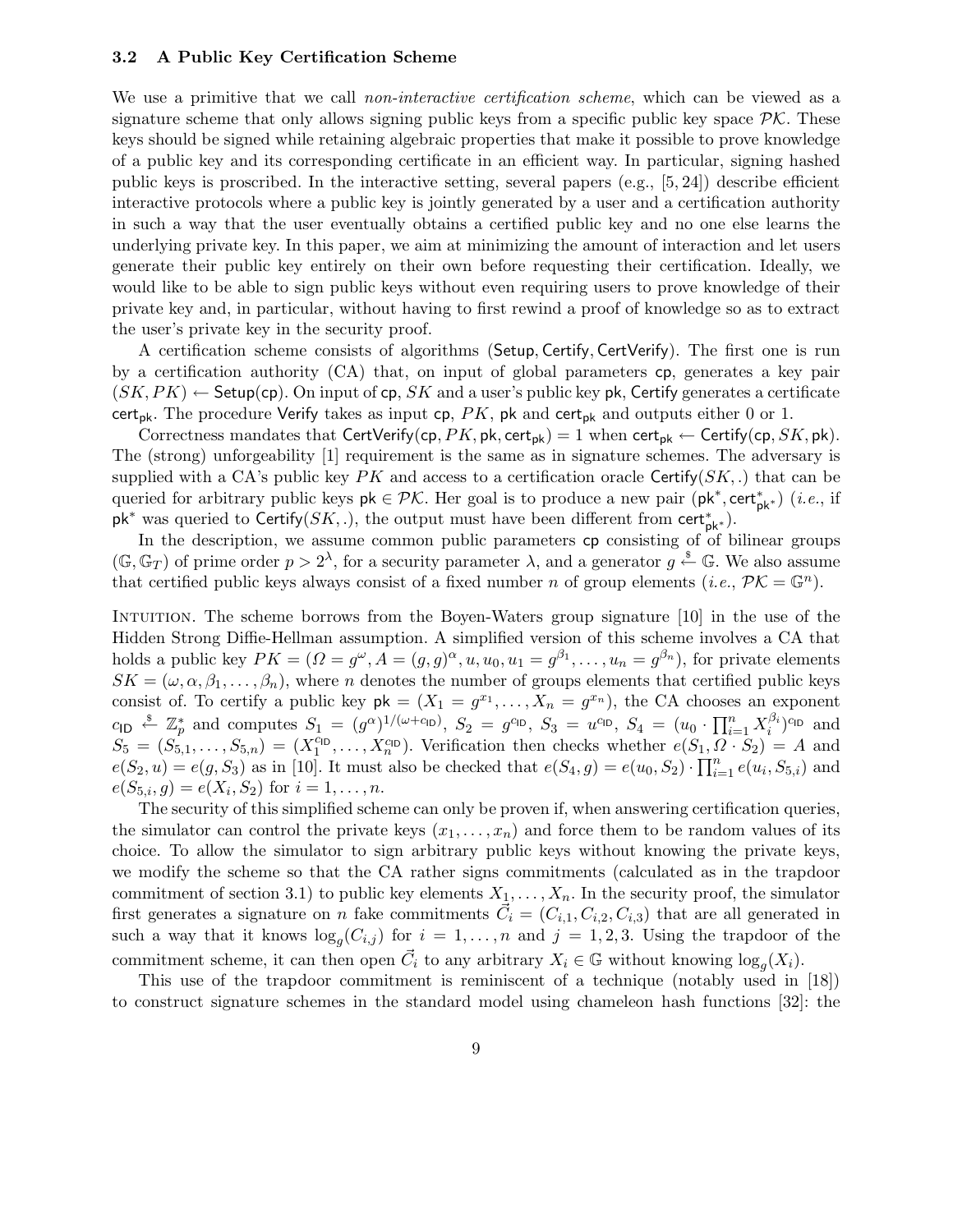### 3.2 A Public Key Certification Scheme

We use a primitive that we call *non-interactive certification scheme*, which can be viewed as a signature scheme that only allows signing public keys from a specific public key space $\mathcal{PK}$. These keys should be signed while retaining algebraic properties that make it possible to prove knowledge of a public key and its corresponding certificate in an efficient way. In particular, signing hashed public keys is proscribed. In the interactive setting, several papers (e.g., [5, 24]) describe efficient interactive protocols where a public key is jointly generated by a user and a certification authority in such a way that the user eventually obtains a certified public key and no one else learns the underlying private key. In this paper, we aim at minimizing the amount of interaction and let users generate their public key entirely on their own before requesting their certification. Ideally, we would like to be able to sign public keys without even requiring users to prove knowledge of their private key and, in particular, without having to first rewind a proof of knowledge so as to extract the user's private key in the security proof.

A certification scheme consists of algorithms ($\mathsf{Setup}, \mathsf{Certify}, \mathsf{CertVerify}$). The first one is run by a certification authority (CA) that, on input of global parameters $\mathsf{cp}$, generates a key pair $(SK, PK) \leftarrow \mathsf{Setup}(\mathsf{cp})$. On input of $\mathsf{cp}$, $SK$ and a user's public key $\mathsf{pk}$, $\mathsf{Certify}$ generates a certificate $\mathsf{cert}_{\mathsf{pk}}$. The procedure $\mathsf{Verify}$ takes as input $\mathsf{cp}$, $PK$, $\mathsf{pk}$ and $\mathsf{cert}_{\mathsf{pk}}$ and outputs either 0 or 1.

Correctness mandates that $\mathsf{CertVerify}(\mathsf{cp}, PK, \mathsf{pk}, \mathsf{cert}_{\mathsf{pk}}) = 1$ when $\mathsf{cert}_{\mathsf{pk}} \leftarrow \mathsf{Certify}(\mathsf{cp}, SK, \mathsf{pk})$. The (strong) unforgeability [1] requirement is the same as in signature schemes. The adversary is supplied with a CA's public key $PK$ and access to a certification oracle $\mathsf{Certify}(SK, .)$ that can be queried for arbitrary public keys $\mathsf{pk} \in \mathcal{PK}$. Her goal is to produce a new pair $(\mathsf{pk}^*, \mathsf{cert}^*_{\mathsf{pk}^*})$ (*i.e.*, if $\mathsf{pk}^*$ was queried to $\mathsf{Certify}(SK, .)$, the output must have been different from $\mathsf{cert}^*_{\mathsf{pk}^*}$).

In the description, we assume common public parameters $\mathsf{cp}$ consisting of of bilinear groups $(\mathbb{G}, \mathbb{G}_T)$ of prime order $p > 2^\lambda$, for a security parameter $\lambda$, and a generator $g \stackrel{\$}{\leftarrow} \mathbb{G}$. We also assume that certified public keys always consist of a fixed number $n$ of group elements (*i.e.*, $\mathcal{PK} = \mathbb{G}^n$).

Intuition. The scheme borrows from the Boyen-Waters group signature [10] in the use of the Hidden Strong Diffie-Hellman assumption. A simplified version of this scheme involves a CA that holds a public key $PK = (\Omega = g^\omega, A = (g, g)^\alpha, u, u_0, u_1 = g^{\beta_1}, \ldots, u_n = g^{\beta_n})$, for private elements $SK = (\omega, \alpha, \beta_1, \ldots, \beta_n)$, where $n$ denotes the number of groups elements that certified public keys consist of. To certify a public key $\mathsf{pk} = (X_1 = g^{x_1}, \ldots, X_n = g^{x_n})$, the CA chooses an exponent $c_{\mathsf{ID}} \stackrel{\$}{\leftarrow} \mathbb{Z}_p^*$ and computes $S_1 = (g^\alpha)^{1/(\omega + c_{\mathsf{ID}})}$, $S_2 = g^{c_{\mathsf{ID}}}$, $S_3 = u^{c_{\mathsf{ID}}}$, $S_4 = (u_0 \cdot \prod_{i=1}^n X_i^{\beta_i})^{c_{\mathsf{ID}}}$ and $S_5 = (S_{5,1}, \ldots, S_{5,n}) = (X_1^{c_{\mathsf{ID}}}, \ldots, X_n^{c_{\mathsf{ID}}})$. Verification then checks whether $e(S_1, \Omega \cdot S_2) = A$ and $e(S_2, u) = e(g, S_3)$ as in [10]. It must also be checked that $e(S_4, g) = e(u_0, S_2) \cdot \prod_{i=1}^n e(u_i, S_{5,i})$ and $e(S_{5,i}, g) = e(X_i, S_2)$ for $i = 1, \ldots, n$.

The security of this simplified scheme can only be proven if, when answering certification queries, the simulator can control the private keys $(x_1, \ldots, x_n)$ and force them to be random values of its choice. To allow the simulator to sign arbitrary public keys without knowing the private keys, we modify the scheme so that the CA rather signs commitments (calculated as in the trapdoor commitment of section 3.1) to public key elements $X_1, \ldots, X_n$. In the security proof, the simulator first generates a signature on $n$ fake commitments $\vec{C}_i = (C_{i,1}, C_{i,2}, C_{i,3})$ that are all generated in such a way that it knows $\log_g(C_{i,j})$ for $i = 1, \ldots, n$ and $j = 1, 2, 3$. Using the trapdoor of the commitment scheme, it can then open $\vec{C}_i$ to any arbitrary $X_i \in \mathbb{G}$ without knowing $\log_g(X_i)$.

This use of the trapdoor commitment is reminiscent of a technique (notably used in [18]) to construct signature schemes in the standard model using chameleon hash functions [32]: the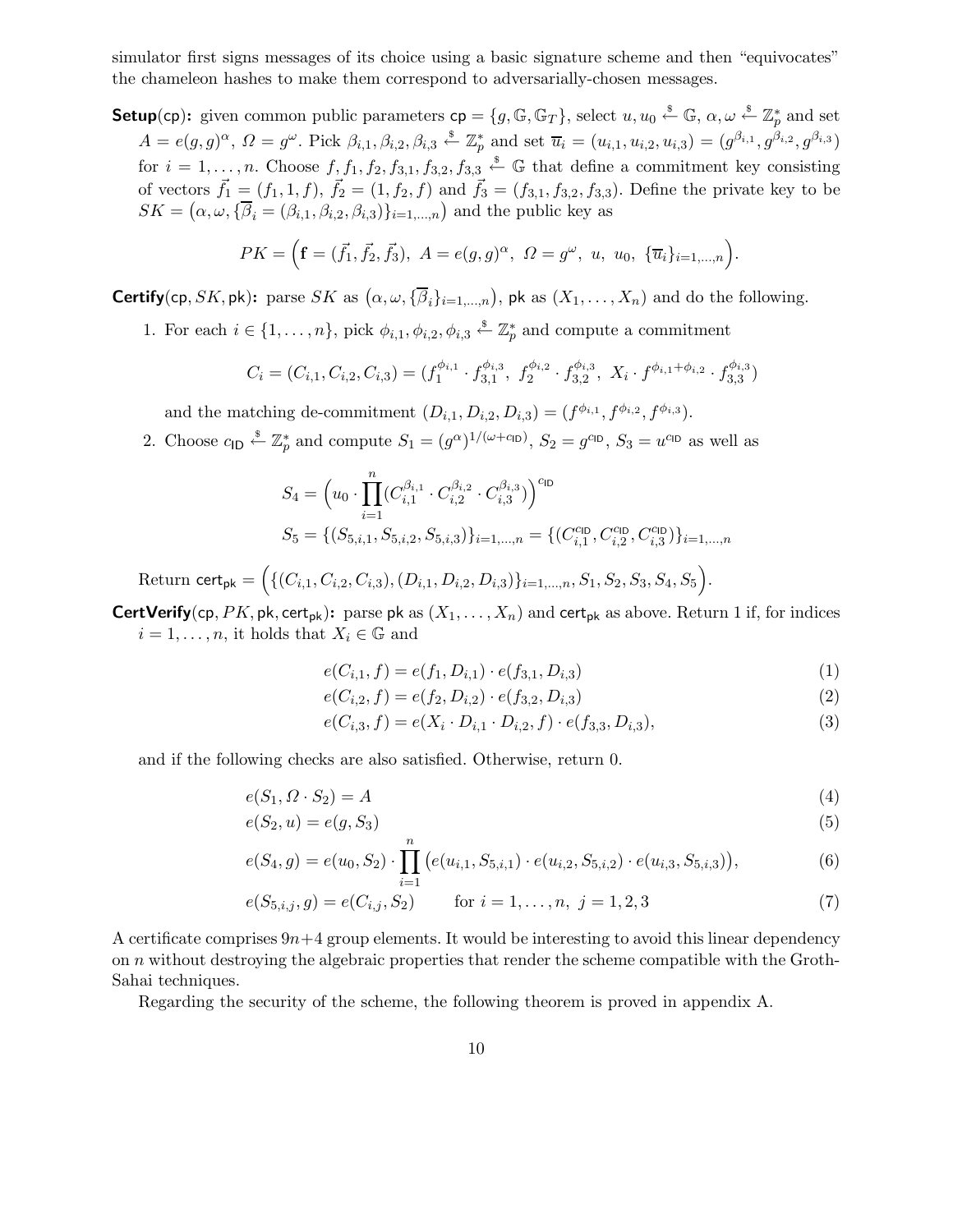simulator first signs messages of its choice using a basic signature scheme and then "equivocates" the chameleon hashes to make them correspond to adversarially-chosen messages.

**Setup**($\mathsf{cp}$)**:** given common public parameters $\mathsf{cp} = \{g, \mathbb{G}, \mathbb{G}_T\}$, select $u, u_0 \stackrel{\$}{\leftarrow} \mathbb{G}$, $\alpha, \omega \stackrel{\$}{\leftarrow} \mathbb{Z}_p^*$ and set $A = e(g,g)^\alpha$, $\Omega = g^\omega$. Pick $\beta_{i,1}, \beta_{i,2}, \beta_{i,3} \stackrel{\$}{\leftarrow} \mathbb{Z}_p^*$ and set $\overline{u}_i = (u_{i,1}, u_{i,2}, u_{i,3}) = (g^{\beta_{i,1}}, g^{\beta_{i,2}}, g^{\beta_{i,3}})$ for $i = 1, \ldots, n$. Choose $f, f_1, f_2, f_{3,1}, f_{3,2}, f_{3,3} \stackrel{\$}{\leftarrow} \mathbb{G}$ that define a commitment key consisting of vectors $\vec{f_1} = (f_1, 1, f)$, $\vec{f_2} = (1, f_2, f)$ and $\vec{f_3} = (f_{3,1}, f_{3,2}, f_{3,3})$. Define the private key to be $SK = \big(\alpha, \omega, \{\overline{\beta}_i = (\beta_{i,1}, \beta_{i,2}, \beta_{i,3})\}_{i=1,\ldots,n}\big)$ and the public key as

$$PK = \Big(\mathbf{f} = (\vec{f_1}, \vec{f_2}, \vec{f_3}),\ A = e(g,g)^\alpha,\ \Omega = g^\omega,\ u,\ u_0,\ \{\overline{u}_i\}_{i=1,\ldots,n}\Big).$$

**Certify**($\mathsf{cp}, SK, \mathsf{pk}$)**:** parse $SK$ as $\big(\alpha, \omega, \{\overline{\beta}_i\}_{i=1,\ldots,n}\big)$, $\mathsf{pk}$ as $(X_1, \ldots, X_n)$ and do the following.

1. For each $i \in \{1, \ldots, n\}$, pick $\phi_{i,1}, \phi_{i,2}, \phi_{i,3} \stackrel{\$}{\leftarrow} \mathbb{Z}_p^*$ and compute a commitment

$$C_i = (C_{i,1}, C_{i,2}, C_{i,3}) = (f_1^{\phi_{i,1}} \cdot f_{3,1}^{\phi_{i,3}},\ f_2^{\phi_{i,2}} \cdot f_{3,2}^{\phi_{i,3}},\ X_i \cdot f^{\phi_{i,1}+\phi_{i,2}} \cdot f_{3,3}^{\phi_{i,3}})$$

   and the matching de-commitment $(D_{i,1}, D_{i,2}, D_{i,3}) = (f^{\phi_{i,1}}, f^{\phi_{i,2}}, f^{\phi_{i,3}})$.

2. Choose $c_{\mathsf{ID}} \stackrel{\$}{\leftarrow} \mathbb{Z}_p^*$ and compute $S_1 = (g^\alpha)^{1/(\omega + c_{\mathsf{ID}})}$, $S_2 = g^{c_{\mathsf{ID}}}$, $S_3 = u^{c_{\mathsf{ID}}}$ as well as

$$S_4 = \Big(u_0 \cdot \prod_{i=1}^{n} (C_{i,1}^{\beta_{i,1}} \cdot C_{i,2}^{\beta_{i,2}} \cdot C_{i,3}^{\beta_{i,3}})\Big)^{c_{\mathsf{ID}}}$$

$$S_5 = \{(S_{5,i,1}, S_{5,i,2}, S_{5,i,3})\}_{i=1,\ldots,n} = \{(C_{i,1}^{c_{\mathsf{ID}}}, C_{i,2}^{c_{\mathsf{ID}}}, C_{i,3}^{c_{\mathsf{ID}}})\}_{i=1,\ldots,n}$$

Return $\mathsf{cert}_{\mathsf{pk}} = \Big(\{(C_{i,1}, C_{i,2}, C_{i,3}), (D_{i,1}, D_{i,2}, D_{i,3})\}_{i=1,\ldots,n}, S_1, S_2, S_3, S_4, S_5\Big)$.

**CertVerify**($\mathsf{cp}, PK, \mathsf{pk}, \mathsf{cert}_{\mathsf{pk}}$)**:** parse $\mathsf{pk}$ as $(X_1, \ldots, X_n)$ and $\mathsf{cert}_{\mathsf{pk}}$ as above. Return 1 if, for indices $i = 1, \ldots, n$, it holds that $X_i \in \mathbb{G}$ and

$$e(C_{i,1}, f) = e(f_1, D_{i,1}) \cdot e(f_{3,1}, D_{i,3}) \tag{1}$$

$$e(C_{i,2}, f) = e(f_2, D_{i,2}) \cdot e(f_{3,2}, D_{i,3}) \tag{2}$$

$$e(C_{i,3}, f) = e(X_i \cdot D_{i,1} \cdot D_{i,2}, f) \cdot e(f_{3,3}, D_{i,3}), \tag{3}$$

and if the following checks are also satisfied. Otherwise, return 0.

$$e(S_1, \Omega \cdot S_2) = A \tag{4}$$

$$e(S_2, u) = e(g, S_3) \tag{5}$$

$$e(S_4, g) = e(u_0, S_2) \cdot \prod_{i=1}^{n} \big(e(u_{i,1}, S_{5,i,1}) \cdot e(u_{i,2}, S_{5,i,2}) \cdot e(u_{i,3}, S_{5,i,3})\big), \tag{6}$$

$$e(S_{5,i,j}, g) = e(C_{i,j}, S_2) \qquad \text{for } i = 1, \ldots, n,\ j = 1, 2, 3 \tag{7}$$

A certificate comprises $9n+4$ group elements. It would be interesting to avoid this linear dependency on $n$ without destroying the algebraic properties that render the scheme compatible with the Groth-Sahai techniques.

Regarding the security of the scheme, the following theorem is proved in appendix A.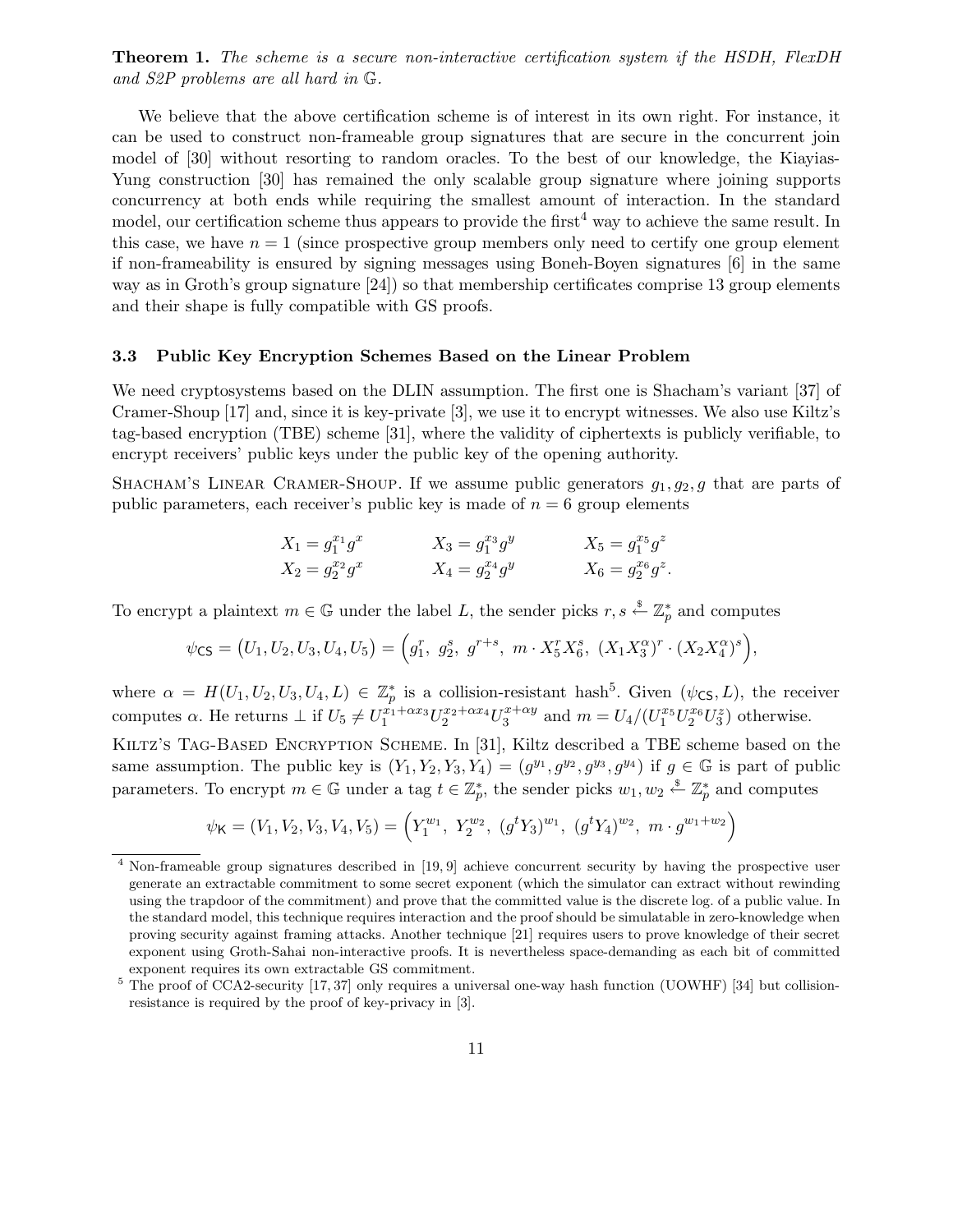**Theorem 1.** *The scheme is a secure non-interactive certification system if the HSDH, FlexDH and S2P problems are all hard in $\mathbb{G}$.*

We believe that the above certification scheme is of interest in its own right. For instance, it can be used to construct non-frameable group signatures that are secure in the concurrent join model of [30] without resorting to random oracles. To the best of our knowledge, the Kiayias-Yung construction [30] has remained the only scalable group signature where joining supports concurrency at both ends while requiring the smallest amount of interaction. In the standard model, our certification scheme thus appears to provide the first[4] way to achieve the same result. In this case, we have $n = 1$ (since prospective group members only need to certify one group element if non-frameability is ensured by signing messages using Boneh-Boyen signatures [6] in the same way as in Groth's group signature [24]) so that membership certificates comprise 13 group elements and their shape is fully compatible with GS proofs.

### 3.3 Public Key Encryption Schemes Based on the Linear Problem

We need cryptosystems based on the DLIN assumption. The first one is Shacham's variant [37] of Cramer-Shoup [17] and, since it is key-private [3], we use it to encrypt witnesses. We also use Kiltz's tag-based encryption (TBE) scheme [31], where the validity of ciphertexts is publicly verifiable, to encrypt receivers' public keys under the public key of the opening authority.

Shacham's Linear Cramer-Shoup. If we assume public generators $g_1, g_2, g$ that are parts of public parameters, each receiver's public key is made of $n = 6$ group elements

$$X_1 = g_1^{x_1} g^x \qquad X_3 = g_1^{x_3} g^y \qquad X_5 = g_1^{x_5} g^z$$
$$X_2 = g_2^{x_2} g^x \qquad X_4 = g_2^{x_4} g^y \qquad X_6 = g_2^{x_6} g^z.$$

To encrypt a plaintext $m \in \mathbb{G}$ under the label $L$, the sender picks $r, s \stackrel{\$}{\leftarrow} \mathbb{Z}_p^*$ and computes

$$\psi_{\mathsf{CS}} = \big(U_1, U_2, U_3, U_4, U_5\big) = \Big(g_1^r,\ g_2^s,\ g^{r+s},\ m \cdot X_5^r X_6^s,\ (X_1 X_3^\alpha)^r \cdot (X_2 X_4^\alpha)^s\Big),$$

where $\alpha = H(U_1, U_2, U_3, U_4, L) \in \mathbb{Z}_p^*$ is a collision-resistant hash[5]. Given $(\psi_{\mathsf{CS}}, L)$, the receiver computes $\alpha$. He returns $\perp$ if $U_5 \neq U_1^{x_1 + \alpha x_3} U_2^{x_2 + \alpha x_4} U_3^{x + \alpha y}$ and $m = U_4 / (U_1^{x_5} U_2^{x_6} U_3^z)$ otherwise.

Kiltz's Tag-Based Encryption Scheme. In [31], Kiltz described a TBE scheme based on the same assumption. The public key is $(Y_1, Y_2, Y_3, Y_4) = (g^{y_1}, g^{y_2}, g^{y_3}, g^{y_4})$ if $g \in \mathbb{G}$ is part of public parameters. To encrypt $m \in \mathbb{G}$ under a tag $t \in \mathbb{Z}_p^*$, the sender picks $w_1, w_2 \stackrel{\$}{\leftarrow} \mathbb{Z}_p^*$ and computes

$$\psi_{\mathsf{K}} = (V_1, V_2, V_3, V_4, V_5) = \Big(Y_1^{w_1},\ Y_2^{w_2},\ (g^t Y_3)^{w_1},\ (g^t Y_4)^{w_2},\ m \cdot g^{w_1 + w_2}\Big)$$

---

[4] Non-frameable group signatures described in [19, 9] achieve concurrent security by having the prospective user generate an extractable commitment to some secret exponent (which the simulator can extract without rewinding using the trapdoor of the commitment) and prove that the committed value is the discrete log. of a public value. In the standard model, this technique requires interaction and the proof should be simulatable in zero-knowledge when proving security against framing attacks. Another technique [21] requires users to prove knowledge of their secret exponent using Groth-Sahai non-interactive proofs. It is nevertheless space-demanding as each bit of committed exponent requires its own extractable GS commitment.

[5] The proof of CCA2-security [17, 37] only requires a universal one-way hash function (UOWHF) [34] but collision-resistance is required by the proof of key-privacy in [3].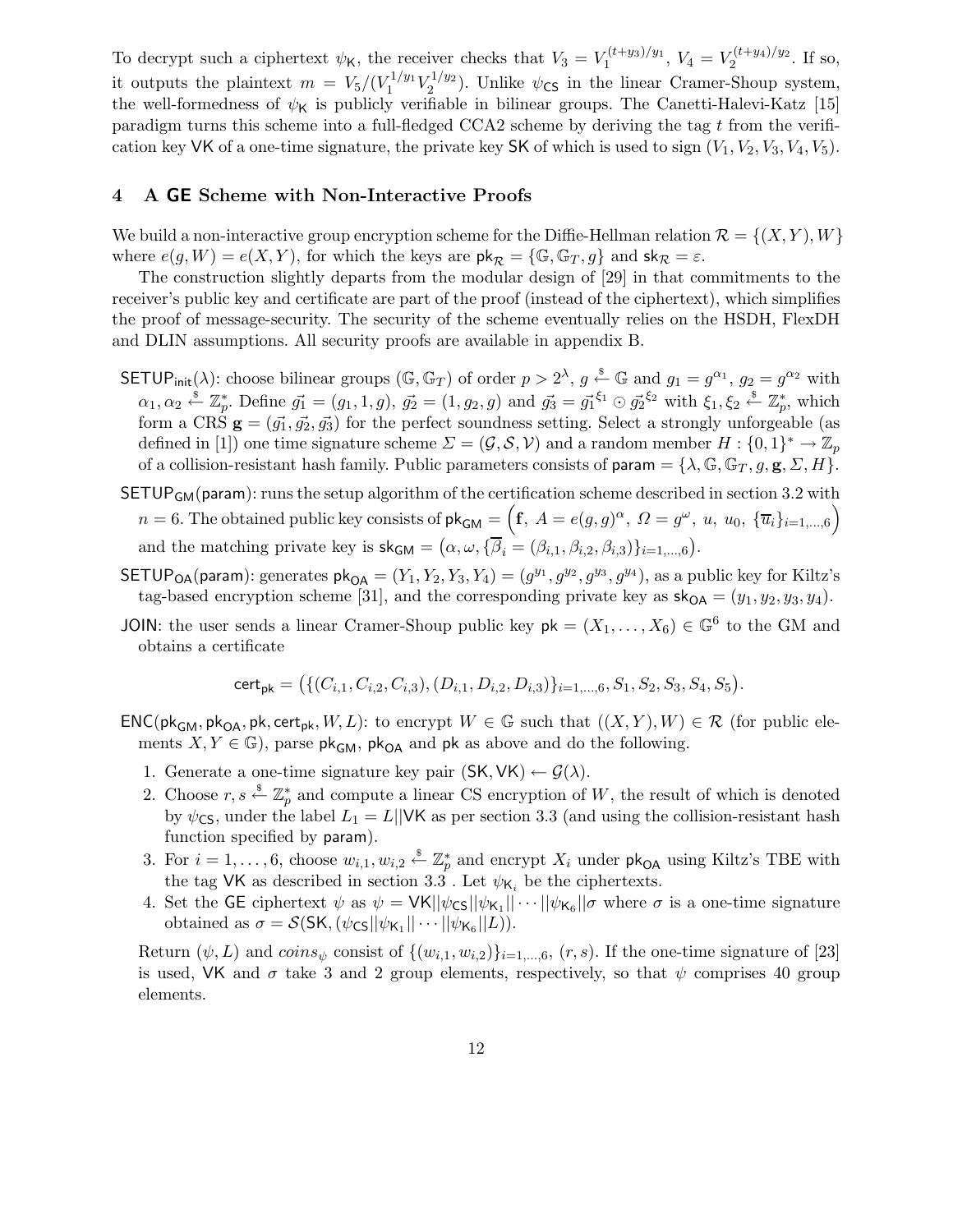To decrypt such a ciphertext $\psi_{\mathsf{K}}$, the receiver checks that $V_3 = V_1^{(t+y_3)/y_1}$, $V_4 = V_2^{(t+y_4)/y_2}$. If so, it outputs the plaintext $m = V_5/(V_1^{1/y_1} V_2^{1/y_2})$. Unlike $\psi_{\mathsf{CS}}$ in the linear Cramer-Shoup system, the well-formedness of $\psi_{\mathsf{K}}$ is publicly verifiable in bilinear groups. The Canetti-Halevi-Katz [15] paradigm turns this scheme into a full-fledged CCA2 scheme by deriving the tag $t$ from the verification key $\mathsf{VK}$ of a one-time signature, the private key $\mathsf{SK}$ of which is used to sign $(V_1, V_2, V_3, V_4, V_5)$.

## 4 A GE Scheme with Non-Interactive Proofs

We build a non-interactive group encryption scheme for the Diffie-Hellman relation $\mathcal{R} = \{(X, Y), W\}$ where $e(g, W) = e(X, Y)$, for which the keys are $\mathsf{pk}_{\mathcal{R}} = \{\mathbb{G}, \mathbb{G}_T, g\}$ and $\mathsf{sk}_{\mathcal{R}} = \varepsilon$.

The construction slightly departs from the modular design of [29] in that commitments to the receiver's public key and certificate are part of the proof (instead of the ciphertext), which simplifies the proof of message-security. The security of the scheme eventually relies on the HSDH, FlexDH and DLIN assumptions. All security proofs are available in appendix B.

- $\mathsf{SETUP}_{\mathsf{init}}(\lambda)$: choose bilinear groups $(\mathbb{G}, \mathbb{G}_T)$ of order $p > 2^{\lambda}$, $g \xleftarrow{\$} \mathbb{G}$ and $g_1 = g^{\alpha_1}$, $g_2 = g^{\alpha_2}$ with $\alpha_1, \alpha_2 \xleftarrow{\$} \mathbb{Z}_p^*$. Define $\vec{g_1} = (g_1, 1, g)$, $\vec{g_2} = (1, g_2, g)$ and $\vec{g_3} = \vec{g_1}^{\xi_1} \odot \vec{g_2}^{\xi_2}$ with $\xi_1, \xi_2 \xleftarrow{\$} \mathbb{Z}_p^*$, which form a CRS $\mathbf{g} = (\vec{g_1}, \vec{g_2}, \vec{g_3})$ for the perfect soundness setting. Select a strongly unforgeable (as defined in [1]) one time signature scheme $\Sigma = (\mathcal{G}, \mathcal{S}, \mathcal{V})$ and a random member $H : \{0,1\}^* \to \mathbb{Z}_p$ of a collision-resistant hash family. Public parameters consists of $\mathsf{param} = \{\lambda, \mathbb{G}, \mathbb{G}_T, g, \mathbf{g}, \Sigma, H\}$.
- $\mathsf{SETUP}_{\mathsf{GM}}(\mathsf{param})$: runs the setup algorithm of the certification scheme described in section 3.2 with $n = 6$. The obtained public key consists of $\mathsf{pk}_{\mathsf{GM}} = \Big(\mathbf{f},\ A = e(g,g)^{\alpha},\ \Omega = g^{\omega},\ u,\ u_0,\ \{\overline{u}_i\}_{i=1,\ldots,6}\Big)$ and the matching private key is $\mathsf{sk}_{\mathsf{GM}} = \big(\alpha, \omega, \{\overline{\beta}_i = (\beta_{i,1}, \beta_{i,2}, \beta_{i,3})\}_{i=1,\ldots,6}\big)$.
- $\mathsf{SETUP}_{\mathsf{OA}}(\mathsf{param})$: generates $\mathsf{pk}_{\mathsf{OA}} = (Y_1, Y_2, Y_3, Y_4) = (g^{y_1}, g^{y_2}, g^{y_3}, g^{y_4})$, as a public key for Kiltz's tag-based encryption scheme [31], and the corresponding private key as $\mathsf{sk}_{\mathsf{OA}} = (y_1, y_2, y_3, y_4)$.
- $\mathsf{JOIN}$: the user sends a linear Cramer-Shoup public key $\mathsf{pk} = (X_1, \ldots, X_6) \in \mathbb{G}^6$ to the GM and obtains a certificate

$$\mathsf{cert}_{\mathsf{pk}} = \big(\{(C_{i,1}, C_{i,2}, C_{i,3}), (D_{i,1}, D_{i,2}, D_{i,3})\}_{i=1,\ldots,6}, S_1, S_2, S_3, S_4, S_5\big).$$

- $\mathsf{ENC}(\mathsf{pk}_{\mathsf{GM}}, \mathsf{pk}_{\mathsf{OA}}, \mathsf{pk}, \mathsf{cert}_{\mathsf{pk}}, W, L)$: to encrypt $W \in \mathbb{G}$ such that $((X, Y), W) \in \mathcal{R}$ (for public elements $X, Y \in \mathbb{G}$), parse $\mathsf{pk}_{\mathsf{GM}}$, $\mathsf{pk}_{\mathsf{OA}}$ and $\mathsf{pk}$ as above and do the following.
  1. Generate a one-time signature key pair $(\mathsf{SK}, \mathsf{VK}) \leftarrow \mathcal{G}(\lambda)$.
  2. Choose $r, s \xleftarrow{\$} \mathbb{Z}_p^*$ and compute a linear CS encryption of $W$, the result of which is denoted by $\psi_{\mathsf{CS}}$, under the label $L_1 = L||\mathsf{VK}$ as per section 3.3 (and using the collision-resistant hash function specified by $\mathsf{param}$).
  3. For $i = 1, \ldots, 6$, choose $w_{i,1}, w_{i,2} \xleftarrow{\$} \mathbb{Z}_p^*$ and encrypt $X_i$ under $\mathsf{pk}_{\mathsf{OA}}$ using Kiltz's TBE with the tag $\mathsf{VK}$ as described in section 3.3 . Let $\psi_{\mathsf{K}_i}$ be the ciphertexts.
  4. Set the GE ciphertext $\psi$ as $\psi = \mathsf{VK}||\psi_{\mathsf{CS}}||\psi_{\mathsf{K}_1}||\cdots||\psi_{\mathsf{K}_6}||\sigma$ where $\sigma$ is a one-time signature obtained as $\sigma = \mathcal{S}(\mathsf{SK}, (\psi_{\mathsf{CS}}||\psi_{\mathsf{K}_1}||\cdots||\psi_{\mathsf{K}_6}||L))$.

  Return $(\psi, L)$ and $coins_{\psi}$ consist of $\{(w_{i,1}, w_{i,2})\}_{i=1,\ldots,6}$, $(r, s)$. If the one-time signature of [23] is used, $\mathsf{VK}$ and $\sigma$ take 3 and 2 group elements, respectively, so that $\psi$ comprises 40 group elements.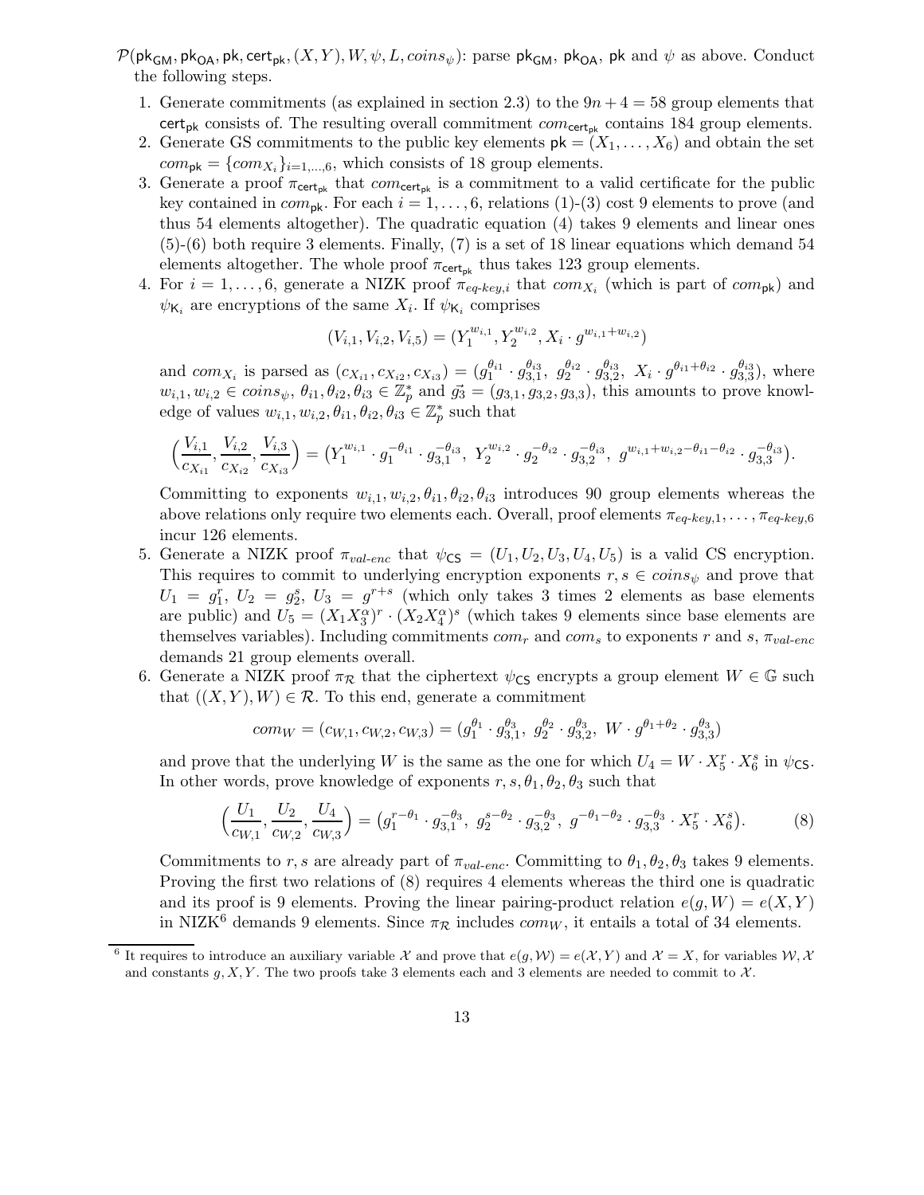$\mathcal{P}(\mathsf{pk}_{\mathsf{GM}}, \mathsf{pk}_{\mathsf{OA}}, \mathsf{pk}, \mathsf{cert}_{\mathsf{pk}}, (X,Y), W, \psi, L, coins_\psi)$: parse $\mathsf{pk}_{\mathsf{GM}}$, $\mathsf{pk}_{\mathsf{OA}}$, $\mathsf{pk}$ and $\psi$ as above. Conduct the following steps.

1. Generate commitments (as explained in section 2.3) to the $9n+4 = 58$ group elements that $\mathsf{cert}_{\mathsf{pk}}$ consists of. The resulting overall commitment $com_{\mathsf{cert}_{\mathsf{pk}}}$ contains 184 group elements.
2. Generate GS commitments to the public key elements $\mathsf{pk} = (X_1, \ldots, X_6)$ and obtain the set $com_{\mathsf{pk}} = \{com_{X_i}\}_{i=1,\ldots,6}$, which consists of 18 group elements.
3. Generate a proof $\pi_{\mathsf{cert}_{\mathsf{pk}}}$ that $com_{\mathsf{cert}_{\mathsf{pk}}}$ is a commitment to a valid certificate for the public key contained in $com_{\mathsf{pk}}$. For each $i = 1, \ldots, 6$, relations (1)-(3) cost 9 elements to prove (and thus 54 elements altogether). The quadratic equation (4) takes 9 elements and linear ones (5)-(6) both require 3 elements. Finally, (7) is a set of 18 linear equations which demand 54 elements altogether. The whole proof $\pi_{\mathsf{cert}_{\mathsf{pk}}}$ thus takes 123 group elements.
4. For $i = 1, \ldots, 6$, generate a NIZK proof $\pi_{eq\text{-}key,i}$ that $com_{X_i}$ (which is part of $com_{\mathsf{pk}}$) and $\psi_{\mathsf{K}_i}$ are encryptions of the same $X_i$. If $\psi_{\mathsf{K}_i}$ comprises

$$(V_{i,1}, V_{i,2}, V_{i,5}) = (Y_1^{w_{i,1}}, Y_2^{w_{i,2}}, X_i \cdot g^{w_{i,1}+w_{i,2}})$$

and $com_{X_i}$ is parsed as $(c_{X_{i1}}, c_{X_{i2}}, c_{X_{i3}}) = (g_1^{\theta_{i1}} \cdot g_{3,1}^{\theta_{i3}},\ g_2^{\theta_{i2}} \cdot g_{3,2}^{\theta_{i3}},\ X_i \cdot g^{\theta_{i1}+\theta_{i2}} \cdot g_{3,3}^{\theta_{i3}})$, where $w_{i,1}, w_{i,2} \in coins_\psi$, $\theta_{i1}, \theta_{i2}, \theta_{i3} \in \mathbb{Z}_p^*$ and $\vec{g_3} = (g_{3,1}, g_{3,2}, g_{3,3})$, this amounts to prove knowledge of values $w_{i,1}, w_{i,2}, \theta_{i1}, \theta_{i2}, \theta_{i3} \in \mathbb{Z}_p^*$ such that

$$\Big(\frac{V_{i,1}}{c_{X_{i1}}}, \frac{V_{i,2}}{c_{X_{i2}}}, \frac{V_{i,3}}{c_{X_{i3}}}\Big) = \big(Y_1^{w_{i,1}} \cdot g_1^{-\theta_{i1}} \cdot g_{3,1}^{-\theta_{i3}},\ Y_2^{w_{i,2}} \cdot g_2^{-\theta_{i2}} \cdot g_{3,2}^{-\theta_{i3}},\ g^{w_{i,1}+w_{i,2}-\theta_{i1}-\theta_{i2}} \cdot g_{3,3}^{-\theta_{i3}}\big).$$

Committing to exponents $w_{i,1}, w_{i,2}, \theta_{i1}, \theta_{i2}, \theta_{i3}$ introduces 90 group elements whereas the above relations only require two elements each. Overall, proof elements $\pi_{eq\text{-}key,1}, \ldots, \pi_{eq\text{-}key,6}$ incur 126 elements.
5. Generate a NIZK proof $\pi_{val\text{-}enc}$ that $\psi_{\mathsf{CS}} = (U_1, U_2, U_3, U_4, U_5)$ is a valid CS encryption. This requires to commit to underlying encryption exponents $r, s \in coins_\psi$ and prove that $U_1 = g_1^r$, $U_2 = g_2^s$, $U_3 = g^{r+s}$ (which only takes 3 times 2 elements as base elements are public) and $U_5 = (X_1 X_3^\alpha)^r \cdot (X_2 X_4^\alpha)^s$ (which takes 9 elements since base elements are themselves variables). Including commitments $com_r$ and $com_s$ to exponents $r$ and $s$, $\pi_{val\text{-}enc}$ demands 21 group elements overall.
6. Generate a NIZK proof $\pi_{\mathcal{R}}$ that the ciphertext $\psi_{\mathsf{CS}}$ encrypts a group element $W \in \mathbb{G}$ such that $((X,Y), W) \in \mathcal{R}$. To this end, generate a commitment

$$com_W = (c_{W,1}, c_{W,2}, c_{W,3}) = (g_1^{\theta_1} \cdot g_{3,1}^{\theta_3},\ g_2^{\theta_2} \cdot g_{3,2}^{\theta_3},\ W \cdot g^{\theta_1+\theta_2} \cdot g_{3,3}^{\theta_3})$$

and prove that the underlying $W$ is the same as the one for which $U_4 = W \cdot X_5^r \cdot X_6^s$ in $\psi_{\mathsf{CS}}$. In other words, prove knowledge of exponents $r, s, \theta_1, \theta_2, \theta_3$ such that

$$\Big(\frac{U_1}{c_{W,1}}, \frac{U_2}{c_{W,2}}, \frac{U_4}{c_{W,3}}\Big) = \big(g_1^{r-\theta_1} \cdot g_{3,1}^{-\theta_3},\ g_2^{s-\theta_2} \cdot g_{3,2}^{-\theta_3},\ g^{-\theta_1-\theta_2} \cdot g_{3,3}^{-\theta_3} \cdot X_5^r \cdot X_6^s\big). \tag{8}$$

Commitments to $r, s$ are already part of $\pi_{val\text{-}enc}$. Committing to $\theta_1, \theta_2, \theta_3$ takes 9 elements. Proving the first two relations of (8) requires 4 elements whereas the third one is quadratic and its proof is 9 elements. Proving the linear pairing-product relation $e(g, W) = e(X, Y)$ in NIZK[6] demands 9 elements. Since $\pi_{\mathcal{R}}$ includes $com_W$, it entails a total of 34 elements.

[6] It requires to introduce an auxiliary variable $\mathcal{X}$ and prove that $e(g, \mathcal{W}) = e(\mathcal{X}, Y)$ and $\mathcal{X} = X$, for variables $\mathcal{W}, \mathcal{X}$ and constants $g, X, Y$. The two proofs take 3 elements each and 3 elements are needed to commit to $\mathcal{X}$.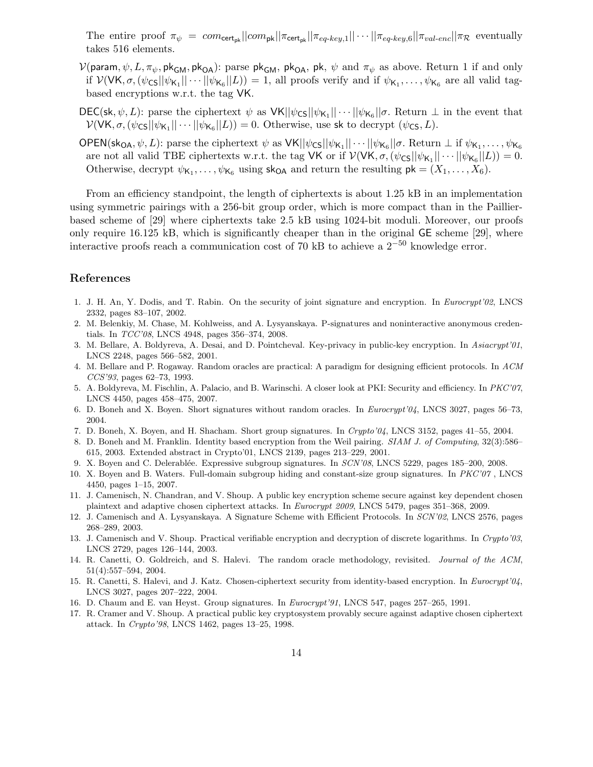The entire proof $\pi_\psi = com_{\mathsf{cert_{pk}}} || com_{\mathsf{pk}} || \pi_{\mathsf{cert_{pk}}} || \pi_{eq\text{-}key,1} || \cdots || \pi_{eq\text{-}key,6} || \pi_{val\text{-}enc} || \pi_{\mathcal{R}}$ eventually takes 516 elements.

$\mathcal{V}(\mathsf{param}, \psi, L, \pi_\psi, \mathsf{pk_{GM}}, \mathsf{pk_{OA}})$: parse $\mathsf{pk_{GM}}$, $\mathsf{pk_{OA}}$, $\mathsf{pk}$, $\psi$ and $\pi_\psi$ as above. Return 1 if and only if $\mathcal{V}(\mathsf{VK}, \sigma, (\psi_{\mathsf{CS}} || \psi_{\mathsf{K}_1} || \cdots || \psi_{\mathsf{K}_6} || L)) = 1$, all proofs verify and if $\psi_{\mathsf{K}_1}, \ldots, \psi_{\mathsf{K}_6}$ are all valid tag-based encryptions w.r.t. the tag $\mathsf{VK}$.

$\mathsf{DEC}(\mathsf{sk}, \psi, L)$: parse the ciphertext $\psi$ as $\mathsf{VK} || \psi_{\mathsf{CS}} || \psi_{\mathsf{K}_1} || \cdots || \psi_{\mathsf{K}_6} || \sigma$. Return $\perp$ in the event that $\mathcal{V}(\mathsf{VK}, \sigma, (\psi_{\mathsf{CS}} || \psi_{\mathsf{K}_1} || \cdots || \psi_{\mathsf{K}_6} || L)) = 0$. Otherwise, use $\mathsf{sk}$ to decrypt $(\psi_{\mathsf{CS}}, L)$.

$\mathsf{OPEN}(\mathsf{sk_{OA}}, \psi, L)$: parse the ciphertext $\psi$ as $\mathsf{VK} || \psi_{\mathsf{CS}} || \psi_{\mathsf{K}_1} || \cdots || \psi_{\mathsf{K}_6} || \sigma$. Return $\perp$ if $\psi_{\mathsf{K}_1}, \ldots, \psi_{\mathsf{K}_6}$ are not all valid TBE ciphertexts w.r.t. the tag $\mathsf{VK}$ or if $\mathcal{V}(\mathsf{VK}, \sigma, (\psi_{\mathsf{CS}} || \psi_{\mathsf{K}_1} || \cdots || \psi_{\mathsf{K}_6} || L)) = 0$. Otherwise, decrypt $\psi_{\mathsf{K}_1}, \ldots, \psi_{\mathsf{K}_6}$ using $\mathsf{sk_{OA}}$ and return the resulting $\mathsf{pk} = (X_1, \ldots, X_6)$.

From an efficiency standpoint, the length of ciphertexts is about 1.25 kB in an implementation using symmetric pairings with a 256-bit group order, which is more compact than in the Paillier-based scheme of [29] where ciphertexts take 2.5 kB using 1024-bit moduli. Moreover, our proofs only require 16.125 kB, which is significantly cheaper than in the original GE scheme [29], where interactive proofs reach a communication cost of 70 kB to achieve a $2^{-50}$ knowledge error.

## References

1. J. H. An, Y. Dodis, and T. Rabin. On the security of joint signature and encryption. In *Eurocrypt'02*, LNCS 2332, pages 83–107, 2002.
2. M. Belenkiy, M. Chase, M. Kohlweiss, and A. Lysyanskaya. P-signatures and noninteractive anonymous credentials. In *TCC'08*, LNCS 4948, pages 356–374, 2008.
3. M. Bellare, A. Boldyreva, A. Desai, and D. Pointcheval. Key-privacy in public-key encryption. In *Asiacrypt'01*, LNCS 2248, pages 566–582, 2001.
4. M. Bellare and P. Rogaway. Random oracles are practical: A paradigm for designing efficient protocols. In *ACM CCS'93*, pages 62–73, 1993.
5. A. Boldyreva, M. Fischlin, A. Palacio, and B. Warinschi. A closer look at PKI: Security and efficiency. In *PKC'07*, LNCS 4450, pages 458–475, 2007.
6. D. Boneh and X. Boyen. Short signatures without random oracles. In *Eurocrypt'04*, LNCS 3027, pages 56–73, 2004.
7. D. Boneh, X. Boyen, and H. Shacham. Short group signatures. In *Crypto'04*, LNCS 3152, pages 41–55, 2004.
8. D. Boneh and M. Franklin. Identity based encryption from the Weil pairing. *SIAM J. of Computing*, 32(3):586–615, 2003. Extended abstract in Crypto'01, LNCS 2139, pages 213–229, 2001.
9. X. Boyen and C. Delerablée. Expressive subgroup signatures. In *SCN'08*, LNCS 5229, pages 185–200, 2008.
10. X. Boyen and B. Waters. Full-domain subgroup hiding and constant-size group signatures. In *PKC'07* , LNCS 4450, pages 1–15, 2007.
11. J. Camenisch, N. Chandran, and V. Shoup. A public key encryption scheme secure against key dependent chosen plaintext and adaptive chosen ciphertext attacks. In *Eurocrypt 2009*, LNCS 5479, pages 351–368, 2009.
12. J. Camenisch and A. Lysyanskaya. A Signature Scheme with Efficient Protocols. In *SCN'02*, LNCS 2576, pages 268–289, 2003.
13. J. Camenisch and V. Shoup. Practical verifiable encryption and decryption of discrete logarithms. In *Crypto'03*, LNCS 2729, pages 126–144, 2003.
14. R. Canetti, O. Goldreich, and S. Halevi. The random oracle methodology, revisited. *Journal of the ACM*, 51(4):557–594, 2004.
15. R. Canetti, S. Halevi, and J. Katz. Chosen-ciphertext security from identity-based encryption. In *Eurocrypt'04*, LNCS 3027, pages 207–222, 2004.
16. D. Chaum and E. van Heyst. Group signatures. In *Eurocrypt'91*, LNCS 547, pages 257–265, 1991.
17. R. Cramer and V. Shoup. A practical public key cryptosystem provably secure against adaptive chosen ciphertext attack. In *Crypto'98*, LNCS 1462, pages 13–25, 1998.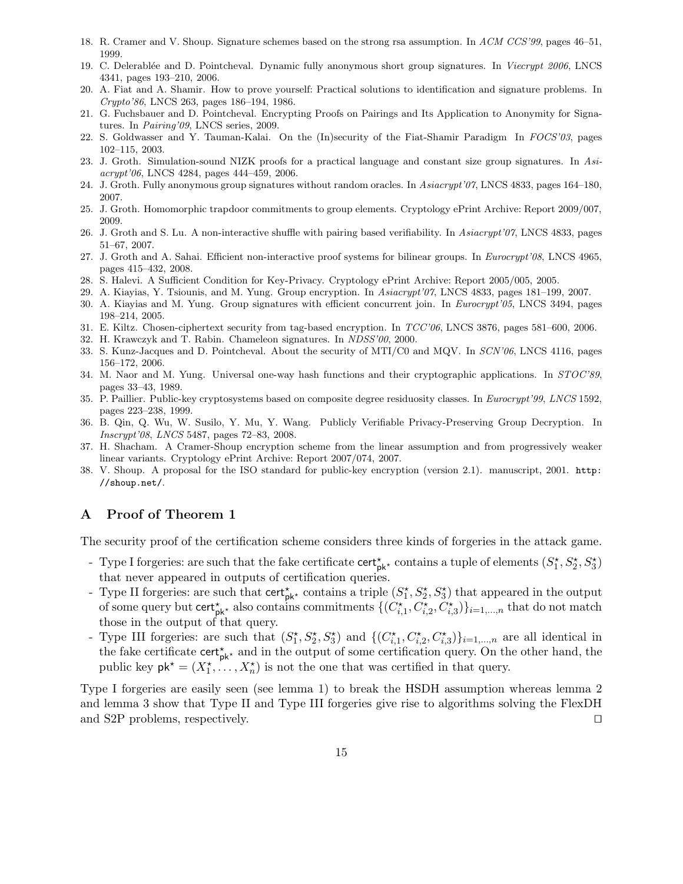18. R. Cramer and V. Shoup. Signature schemes based on the strong rsa assumption. In *ACM CCS'99*, pages 46–51, 1999.
19. C. Delerablée and D. Pointcheval. Dynamic fully anonymous short group signatures. In *Viecrypt 2006*, LNCS 4341, pages 193–210, 2006.
20. A. Fiat and A. Shamir. How to prove yourself: Practical solutions to identification and signature problems. In *Crypto'86*, LNCS 263, pages 186–194, 1986.
21. G. Fuchsbauer and D. Pointcheval. Encrypting Proofs on Pairings and Its Application to Anonymity for Signatures. In *Pairing'09*, LNCS series, 2009.
22. S. Goldwasser and Y. Tauman-Kalai. On the (In)security of the Fiat-Shamir Paradigm In *FOCS'03*, pages 102–115, 2003.
23. J. Groth. Simulation-sound NIZK proofs for a practical language and constant size group signatures. In *Asiacrypt'06*, LNCS 4284, pages 444–459, 2006.
24. J. Groth. Fully anonymous group signatures without random oracles. In *Asiacrypt'07*, LNCS 4833, pages 164–180, 2007.
25. J. Groth. Homomorphic trapdoor commitments to group elements. Cryptology ePrint Archive: Report 2009/007, 2009.
26. J. Groth and S. Lu. A non-interactive shuffle with pairing based verifiability. In *Asiacrypt'07*, LNCS 4833, pages 51–67, 2007.
27. J. Groth and A. Sahai. Efficient non-interactive proof systems for bilinear groups. In *Eurocrypt'08*, LNCS 4965, pages 415–432, 2008.
28. S. Halevi. A Sufficient Condition for Key-Privacy. Cryptology ePrint Archive: Report 2005/005, 2005.
29. A. Kiayias, Y. Tsiounis, and M. Yung. Group encryption. In *Asiacrypt'07*, LNCS 4833, pages 181–199, 2007.
30. A. Kiayias and M. Yung. Group signatures with efficient concurrent join. In *Eurocrypt'05*, LNCS 3494, pages 198–214, 2005.
31. E. Kiltz. Chosen-ciphertext security from tag-based encryption. In *TCC'06*, LNCS 3876, pages 581–600, 2006.
32. H. Krawczyk and T. Rabin. Chameleon signatures. In *NDSS'00*, 2000.
33. S. Kunz-Jacques and D. Pointcheval. About the security of MTI/C0 and MQV. In *SCN'06*, LNCS 4116, pages 156–172, 2006.
34. M. Naor and M. Yung. Universal one-way hash functions and their cryptographic applications. In *STOC'89*, pages 33–43, 1989.
35. P. Paillier. Public-key cryptosystems based on composite degree residuosity classes. In *Eurocrypt'99*, *LNCS* 1592, pages 223–238, 1999.
36. B. Qin, Q. Wu, W. Susilo, Y. Mu, Y. Wang. Publicly Verifiable Privacy-Preserving Group Decryption. In *Inscrypt'08*, *LNCS* 5487, pages 72–83, 2008.
37. H. Shacham. A Cramer-Shoup encryption scheme from the linear assumption and from progressively weaker linear variants. Cryptology ePrint Archive: Report 2007/074, 2007.
38. V. Shoup. A proposal for the ISO standard for public-key encryption (version 2.1). manuscript, 2001. `http://shoup.net/`.

# A Proof of Theorem 1

The security proof of the certification scheme considers three kinds of forgeries in the attack game.

- Type I forgeries: are such that the fake certificate $\mathsf{cert}^{\star}_{\mathsf{pk}^{\star}}$ contains a tuple of elements $(S_1^{\star}, S_2^{\star}, S_3^{\star})$ that never appeared in outputs of certification queries.
- Type II forgeries: are such that $\mathsf{cert}^{\star}_{\mathsf{pk}^{\star}}$ contains a triple $(S_1^{\star}, S_2^{\star}, S_3^{\star})$ that appeared in the output of some query but $\mathsf{cert}^{\star}_{\mathsf{pk}^{\star}}$ also contains commitments $\{(C_{i,1}^{\star}, C_{i,2}^{\star}, C_{i,3}^{\star})\}_{i=1,\ldots,n}$ that do not match those in the output of that query.
- Type III forgeries: are such that $(S_1^{\star}, S_2^{\star}, S_3^{\star})$ and $\{(C_{i,1}^{\star}, C_{i,2}^{\star}, C_{i,3}^{\star})\}_{i=1,\ldots,n}$ are all identical in the fake certificate $\mathsf{cert}^{\star}_{\mathsf{pk}^{\star}}$ and in the output of some certification query. On the other hand, the public key $\mathsf{pk}^{\star} = (X_1^{\star}, \ldots, X_n^{\star})$ is not the one that was certified in that query.

Type I forgeries are easily seen (see lemma 1) to break the HSDH assumption whereas lemma 2 and lemma 3 show that Type II and Type III forgeries give rise to algorithms solving the FlexDH and S2P problems, respectively. $\square$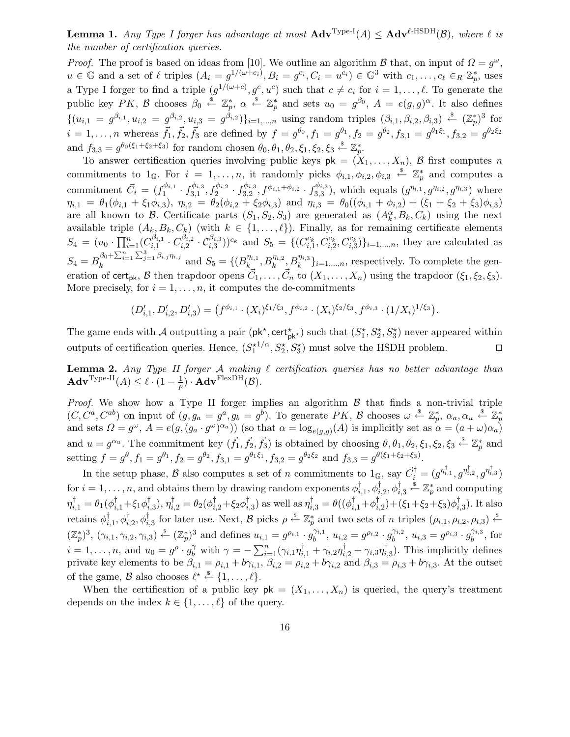**Lemma 1.** *Any Type I forger has advantage at most* $\mathbf{Adv}^{\text{Type-I}}(A) \leq \mathbf{Adv}^{\ell\text{-HSDH}}(\mathcal{B})$*, where* $\ell$ *is the number of certification queries.*

*Proof.* The proof is based on ideas from [10]. We outline an algorithm $\mathcal{B}$ that, on input of $\Omega = g^{\omega}$, $u \in \mathbb{G}$ and a set of $\ell$ triples $(A_i = g^{1/(\omega+c_i)}, B_i = g^{c_i}, C_i = u^{c_i}) \in \mathbb{G}^3$ with $c_1, \ldots, c_\ell \in_R \mathbb{Z}_p^*$, uses a Type I forger to find a triple $(g^{1/(\omega+c)}, g^c, u^c)$ such that $c \neq c_i$ for $i = 1, \ldots, \ell$. To generate the public key $PK$, $\mathcal{B}$ chooses $\beta_0 \stackrel{\$}{\leftarrow} \mathbb{Z}_p^*$, $\alpha \stackrel{\$}{\leftarrow} \mathbb{Z}_p^*$ and sets $u_0 = g^{\beta_0}$, $A = e(g,g)^{\alpha}$. It also defines $\{(u_{i,1} = g^{\beta_{i,1}}, u_{i,2} = g^{\beta_{i,2}}, u_{i,3} = g^{\beta_{i,2}})\}_{i=1,\ldots,n}$ using random triples $(\beta_{i,1}, \beta_{i,2}, \beta_{i,3}) \stackrel{\$}{\leftarrow} (\mathbb{Z}_p^*)^3$ for $i = 1, \ldots, n$ whereas $\vec{f}_1, \vec{f}_2, \vec{f}_3$ are defined by $f = g^{\theta_0}, f_1 = g^{\theta_1}, f_2 = g^{\theta_2}, f_{3,1} = g^{\theta_1 \xi_1}, f_{3,2} = g^{\theta_2 \xi_2}$ and $f_{3,3} = g^{\theta_0(\xi_1+\xi_2+\xi_3)}$ for random chosen $\theta_0, \theta_1, \theta_2, \xi_1, \xi_2, \xi_3 \stackrel{\$}{\leftarrow} \mathbb{Z}_p^*$.

To answer certification queries involving public keys $\mathsf{pk} = (X_1, \ldots, X_n)$, $\mathcal{B}$ first computes $n$ commitments to $1_{\mathbb{G}}$. For $i = 1, \ldots, n$, it randomly picks $\phi_{i,1}, \phi_{i,2}, \phi_{i,3} \stackrel{\$}{\leftarrow} \mathbb{Z}_p^*$ and computes a commitment $\vec{C}_i = (f_1^{\phi_{i,1}} \cdot f_{3,1}^{\phi_{i,3}}, f_2^{\phi_{i,2}} \cdot f_{3,2}^{\phi_{i,3}}, f^{\phi_{i,1}+\phi_{i,2}} \cdot f_{3,3}^{\phi_{i,3}})$, which equals $(g^{\eta_{i,1}}, g^{\eta_{i,2}}, g^{\eta_{i,3}})$ where $\eta_{i,1} = \theta_1(\phi_{i,1} + \xi_1 \phi_{i,3})$, $\eta_{i,2} = \theta_2(\phi_{i,2} + \xi_2 \phi_{i,3})$ and $\eta_{i,3} = \theta_0((\phi_{i,1} + \phi_{i,2}) + (\xi_1 + \xi_2 + \xi_3)\phi_{i,3})$ are all known to $\mathcal{B}$. Certificate parts $(S_1, S_2, S_3)$ are generated as $(A_k^{\alpha}, B_k, C_k)$ using the next available triple $(A_k, B_k, C_k)$ (with $k \in \{1, \ldots, \ell\}$). Finally, as for remaining certificate elements $S_4 = (u_0 \cdot \prod_{i=1}^{n} (C_{i,1}^{\beta_{i,1}} \cdot C_{i,2}^{\beta_{i,2}} \cdot \mathcal{C}_{i,3}^{\beta_{i,3}}))^{c_k}$ and $S_5 = \{(C_{i,1}^{c_k}, C_{i,2}^{c_k}, C_{i,3}^{c_k})\}_{i=1,\ldots,n}$, they are calculated as $S_4 = B_k^{\beta_0 + \sum_{i=1}^{n} \sum_{j=1}^{3} \beta_{i,j} \eta_{i,j}}$ and $S_5 = \{(B_k^{\eta_{i,1}}, B_k^{\eta_{i,2}}, B_k^{\eta_{i,3}}\}_{i=1,\ldots,n}$, respectively. To complete the generation of $\mathsf{cert}_{\mathsf{pk}}$, $\mathcal{B}$ then trapdoor opens $\vec{C}_1, \ldots, \vec{C}_n$ to $(X_1, \ldots, X_n)$ using the trapdoor $(\xi_1, \xi_2, \xi_3)$. More precisely, for $i = 1, \ldots, n$, it computes the de-commitments

$$(D'_{i,1}, D'_{i,2}, D'_{i,3}) = \left(f^{\phi_{i,1}} \cdot (X_i)^{\xi_1/\xi_3}, f^{\phi_{i,2}} \cdot (X_i)^{\xi_2/\xi_3}, f^{\phi_{i,3}} \cdot (1/X_i)^{1/\xi_3}\right).$$

The game ends with $\mathcal{A}$ outputting a pair $(\mathsf{pk}^{\star}, \mathsf{cert}^{\star}_{\mathsf{pk}^{\star}})$ such that $(S_1^{\star}, S_2^{\star}, S_3^{\star})$ never appeared within outputs of certification queries. Hence, $(S_1^{\star 1/\alpha}, S_2^{\star}, S_3^{\star})$ must solve the HSDH problem. $\square$

**Lemma 2.** *Any Type II forger* $\mathcal{A}$ *making* $\ell$ *certification queries has no better advantage than* $\mathbf{Adv}^{\text{Type-II}}(A) \leq \ell \cdot (1 - \frac{1}{p}) \cdot \mathbf{Adv}^{\text{FlexDH}}(\mathcal{B})$.

*Proof.* We show how a Type II forger implies an algorithm $\mathcal{B}$ that finds a non-trivial triple $(C, C^a, C^{ab})$ on input of $(g, g_a = g^a, g_b = g^b)$. To generate $PK$, $\mathcal{B}$ chooses $\omega \stackrel{\$}{\leftarrow} \mathbb{Z}_p^*$, $\alpha_a, \alpha_u \stackrel{\$}{\leftarrow} \mathbb{Z}_p^*$ and sets $\Omega = g^{\omega}$, $A = e(g, (g_a \cdot g^{\omega})^{\alpha_a}))$ (so that $\alpha = \log_{e(g,g)}(A)$ is implicitly set as $\alpha = (a + \omega)\alpha_a$) and $u = g^{\alpha_u}$. The commitment key $(\vec{f}_1, \vec{f}_2, \vec{f}_3)$ is obtained by choosing $\theta, \theta_1, \theta_2, \xi_1, \xi_2, \xi_3 \stackrel{\$}{\leftarrow} \mathbb{Z}_p^*$ and setting $f = g^{\theta}, f_1 = g^{\theta_1}, f_2 = g^{\theta_2}, f_{3,1} = g^{\theta_1 \xi_1}, f_{3,2} = g^{\theta_2 \xi_2}$ and $f_{3,3} = g^{\theta(\xi_1+\xi_2+\xi_3)}$.

In the setup phase, $\mathcal{B}$ also computes a set of $n$ commitments to $1_{\mathbb{G}}$, say $\vec{C}_i^{\dagger} = (g^{\eta_{i,1}^{\dagger}}, g^{\eta_{i,2}^{\dagger}}, g^{\eta_{i,3}^{\dagger}})$ for $i = 1, \ldots, n$, and obtains them by drawing random exponents $\phi_{i,1}^{\dagger}, \phi_{i,2}^{\dagger}, \phi_{i,3}^{\dagger} \stackrel{\$}{\leftarrow} \mathbb{Z}_p^*$ and computing $\eta_{i,1}^{\dagger} = \theta_1(\phi_{i,1}^{\dagger} + \xi_1 \phi_{i,3}^{\dagger})$, $\eta_{i,2}^{\dagger} = \theta_2(\phi_{i,2}^{\dagger} + \xi_2 \phi_{i,3}^{\dagger})$ as well as $\eta_{i,3}^{\dagger} = \theta((\phi_{i,1}^{\dagger} + \phi_{i,2}^{\dagger}) + (\xi_1 + \xi_2 + \xi_3)\phi_{i,3}^{\dagger})$. It also retains $\phi_{i,1}^{\dagger}, \phi_{i,2}^{\dagger}, \phi_{i,3}^{\dagger}$ for later use. Next, $\mathcal{B}$ picks $\rho \stackrel{\$}{\leftarrow} \mathbb{Z}_p^*$ and two sets of $n$ triples $(\rho_{i,1}, \rho_{i,2}, \rho_{i,3}) \stackrel{\$}{\leftarrow} (\mathbb{Z}_p^*)^3$, $(\gamma_{i,1}, \gamma_{i,2}, \gamma_{i,3}) \stackrel{\$}{\leftarrow} (\mathbb{Z}_p^*)^3$ and defines $u_{i,1} = g^{\rho_{i,1}} \cdot g_b^{\gamma_{i,1}}$, $u_{i,2} = g^{\rho_{i,2}} \cdot g_b^{\gamma_{i,2}}$, $u_{i,3} = g^{\rho_{i,3}} \cdot g_b^{\gamma_{i,3}}$, for $i = 1, \ldots, n$, and $u_0 = g^{\rho} \cdot g_b^{\gamma}$ with $\gamma = -\sum_{i=1}^{n} (\gamma_{i,1} \eta_{i,1}^{\dagger} + \gamma_{i,2} \eta_{i,2}^{\dagger} + \gamma_{i,3} \eta_{i,3}^{\dagger})$. This implicitly defines private key elements to be $\beta_{i,1} = \rho_{i,1} + b\gamma_{i,1}$, $\beta_{i,2} = \rho_{i,2} + b\gamma_{i,2}$ and $\beta_{i,3} = \rho_{i,3} + b\gamma_{i,3}$. At the outset of the game, $\mathcal{B}$ also chooses $\ell^{\star} \stackrel{\$}{\leftarrow} \{1, \ldots, \ell\}$.

When the certification of a public key $\mathsf{pk} = (X_1, \ldots, X_n)$ is queried, the query's treatment depends on the index $k \in \{1, \ldots, \ell\}$ of the query.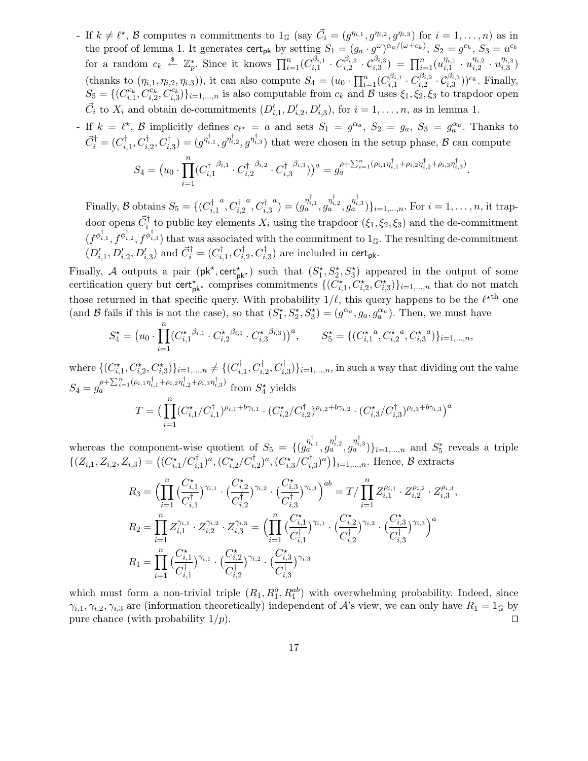- If $k \neq \ell^\star$, $\mathcal{B}$ computes $n$ commitments to $1_{\mathbb{G}}$ (say $\vec{C}_i = (g^{\eta_{i,1}}, g^{\eta_{i,2}}, g^{\eta_{i,3}})$ for $i = 1, \ldots, n$) as in the proof of lemma 1. It generates $\mathsf{cert}_{\mathsf{pk}}$ by setting $S_1 = (g_a \cdot g^{\omega})^{\alpha_a/(\omega + c_k)}$, $S_2 = g^{c_k}$, $S_3 = u^{c_k}$ for a random $c_k \stackrel{\$}{\leftarrow} \mathbb{Z}_p^*$. Since it knows $\prod_{i=1}^n (C_{i,1}^{\beta_{i,1}} \cdot C_{i,2}^{\beta_{i,2}} \cdot \mathcal{C}_{i,3}^{\beta_{i,3}}) = \prod_{i=1}^n (u_{i,1}^{\eta_{i,1}} \cdot u_{i,2}^{\eta_{i,2}} \cdot u_{i,3}^{\eta_{i,3}})$ (thanks to $(\eta_{i,1}, \eta_{i,2}, \eta_{i,3})$), it can also compute $S_4 = (u_0 \cdot \prod_{i=1}^n (C_{i,1}^{\beta_{i,1}} \cdot C_{i,2}^{\beta_{i,2}} \cdot \mathcal{C}_{i,3}^{\beta_{i,3}}))^{c_k}$. Finally, $S_5 = \{(C_{i,1}^{c_k}, C_{i,2}^{c_k}, C_{i,3}^{c_k})\}_{i=1,\ldots,n}$ is also computable from $c_k$ and $\mathcal{B}$ uses $\xi_1, \xi_2, \xi_3$ to trapdoor open $\vec{C}_i$ to $X_i$ and obtain de-commitments $(D'_{i,1}, D'_{i,2}, D'_{i,3})$, for $i = 1, \ldots, n$, as in lemma 1.
- If $k = \ell^\star$, $\mathcal{B}$ implicitly defines $c_{\ell^\star} = a$ and sets $S_1 = g^{\alpha_a}$, $S_2 = g_a$, $S_3 = g_a^{\alpha_u}$. Thanks to $\vec{C}_i^\dagger = (C_{i,1}^\dagger, C_{i,2}^\dagger, C_{i,3}^\dagger) = (g^{\eta_{i,1}^\dagger}, g^{\eta_{i,2}^\dagger}, g^{\eta_{i,3}^\dagger})$ that were chosen in the setup phase, $\mathcal{B}$ can compute

$$S_4 = \big(u_0 \cdot \prod_{i=1}^n ({C_{i,1}^\dagger}^{\beta_{i,1}} \cdot {C_{i,2}^\dagger}^{\beta_{i,2}} \cdot {C_{i,3}^\dagger}^{\beta_{i,3}})\big)^a = g_a^{\rho + \sum_{i=1}^n (\rho_{i,1}\eta_{i,1}^\dagger + \rho_{i,2}\eta_{i,2}^\dagger + \rho_{i,3}\eta_{i,3}^\dagger)}.$$

Finally, $\mathcal{B}$ obtains $S_5 = \{({C_{i,1}^\dagger}^a, {C_{i,2}^\dagger}^a, {C_{i,3}^\dagger}^a) = (g_a^{\eta_{i,1}^\dagger}, g_a^{\eta_{i,2}^\dagger}, g_a^{\eta_{i,3}^\dagger})\}_{i=1,\ldots,n}$. For $i = 1, \ldots, n$, it trapdoor opens $\vec{C}_i^\dagger$ to public key elements $X_i$ using the trapdoor $(\xi_1, \xi_2, \xi_3)$ and the de-commitment $(f^{\phi_{i,1}^\dagger}, f^{\phi_{i,2}^\dagger}, f^{\phi_{i,3}^\dagger})$ that was associated with the commitment to $1_{\mathbb{G}}$. The resulting de-commitment $(D'_{i,1}, D'_{i,2}, D'_{i,3})$ and $\vec{C}_i^\dagger = (C_{i,1}^\dagger, C_{i,2}^\dagger, C_{i,3}^\dagger)$ are included in $\mathsf{cert}_{\mathsf{pk}}$.

Finally, $\mathcal{A}$ outputs a pair $(\mathsf{pk}^\star, \mathsf{cert}^\star_{\mathsf{pk}^\star})$ such that $(S_1^\star, S_2^\star, S_3^\star)$ appeared in the output of some certification query but $\mathsf{cert}^\star_{\mathsf{pk}^\star}$ comprises commitments $\{(C_{i,1}^\star, C_{i,2}^\star, C_{i,3}^\star)\}_{i=1,\ldots,n}$ that do not match those returned in that specific query. With probability $1/\ell$, this query happens to be the $\ell^{\star\text{th}}$ one (and $\mathcal{B}$ fails if this is not the case), so that $(S_1^\star, S_2^\star, S_3^\star) = (g^{\alpha_a}, g_a, g_a^{\alpha_u})$. Then, we must have

$$S_4^\star = \big(u_0 \cdot \prod_{i=1}^n ({C_{i,1}^\star}^{\beta_{i,1}} \cdot {C_{i,2}^\star}^{\beta_{i,1}} \cdot {C_{i,3}^\star}^{\beta_{i,3}})\big)^a, \qquad S_5^\star = \{({C_{i,1}^\star}^a, {C_{i,2}^\star}^a, {C_{i,3}^\star}^a)\}_{i=1,\ldots,n},$$

where $\{(C_{i,1}^\star, C_{i,2}^\star, C_{i,3}^\star)\}_{i=1,\ldots,n} \neq \{(C_{i,1}^\dagger, C_{i,2}^\dagger, C_{i,3}^\dagger)\}_{i=1,\ldots,n}$, in such a way that dividing out the value $S_4 = g_a^{\rho + \sum_{i=1}^n (\rho_{i,1}\eta_{i,1}^\dagger + \rho_{i,2}\eta_{i,2}^\dagger + \rho_{i,3}\eta_{i,3}^\dagger)}$ from $S_4^\star$ yields

$$T = \big(\prod_{i=1}^n (C_{i,1}^\star / C_{i,1}^\dagger)^{\rho_{i,1} + b\gamma_{i,1}} \cdot (C_{i,2}^\star / C_{i,2}^\dagger)^{\rho_{i,2} + b\gamma_{i,2}} \cdot (C_{i,3}^\star / C_{i,3}^\dagger)^{\rho_{i,3} + b\gamma_{i,3}}\big)^a$$

whereas the component-wise quotient of $S_5 = \{(g_a^{\eta_{i,1}^\dagger}, g_a^{\eta_{i,2}^\dagger}, g_a^{\eta_{i,3}^\dagger})\}_{i=1,\ldots,n}$ and $S_5^*$ reveals a triple $\{(Z_{i,1}, Z_{i,2}, Z_{i,3}) = \big((C_{i,1}^\star / C_{i,1}^\dagger)^a, (C_{i,2}^\star / C_{i,2}^\dagger)^a, (C_{i,3}^\star / C_{i,3}^\dagger)^a\big)\}_{i=1,\ldots,n}$. Hence, $\mathcal{B}$ extracts

$$R_3 = \Big(\prod_{i=1}^n (\frac{C_{i,1}^\star}{C_{i,1}^\dagger})^{\gamma_{i,1}} \cdot (\frac{C_{i,2}^\star}{C_{i,2}^\dagger})^{\gamma_{i,2}} \cdot (\frac{C_{i,3}^\star}{C_{i,3}^\dagger})^{\gamma_{i,3}}\Big)^{ab} = T / \prod_{i=1}^n Z_{i,1}^{\rho_{i,1}} \cdot Z_{i,2}^{\rho_{i,2}} \cdot Z_{i,3}^{\rho_{i,3}},$$

$$R_2 = \prod_{i=1}^n Z_{i,1}^{\gamma_{i,1}} \cdot Z_{i,2}^{\gamma_{i,2}} \cdot Z_{i,3}^{\gamma_{i,3}} = \Big(\prod_{i=1}^n (\frac{C_{i,1}^\star}{C_{i,1}^\dagger})^{\gamma_{i,1}} \cdot (\frac{C_{i,2}^\star}{C_{i,2}^\dagger})^{\gamma_{i,2}} \cdot (\frac{C_{i,3}^\star}{C_{i,3}^\dagger})^{\gamma_{i,3}}\Big)^a$$

$$R_1 = \prod_{i=1}^n (\frac{C_{i,1}^\star}{C_{i,1}^\dagger})^{\gamma_{i,1}} \cdot (\frac{C_{i,2}^\star}{C_{i,2}^\dagger})^{\gamma_{i,2}} \cdot (\frac{C_{i,3}^\star}{C_{i,3}^\dagger})^{\gamma_{i,3}}$$

which must form a non-trivial triple $(R_1, R_1^a, R_1^{ab})$ with overwhelming probability. Indeed, since $\gamma_{i,1}, \gamma_{i,2}, \gamma_{i,3}$ are (information theoretically) independent of $\mathcal{A}$'s view, we can only have $R_1 = 1_{\mathbb{G}}$ by pure chance (with probability $1/p$). □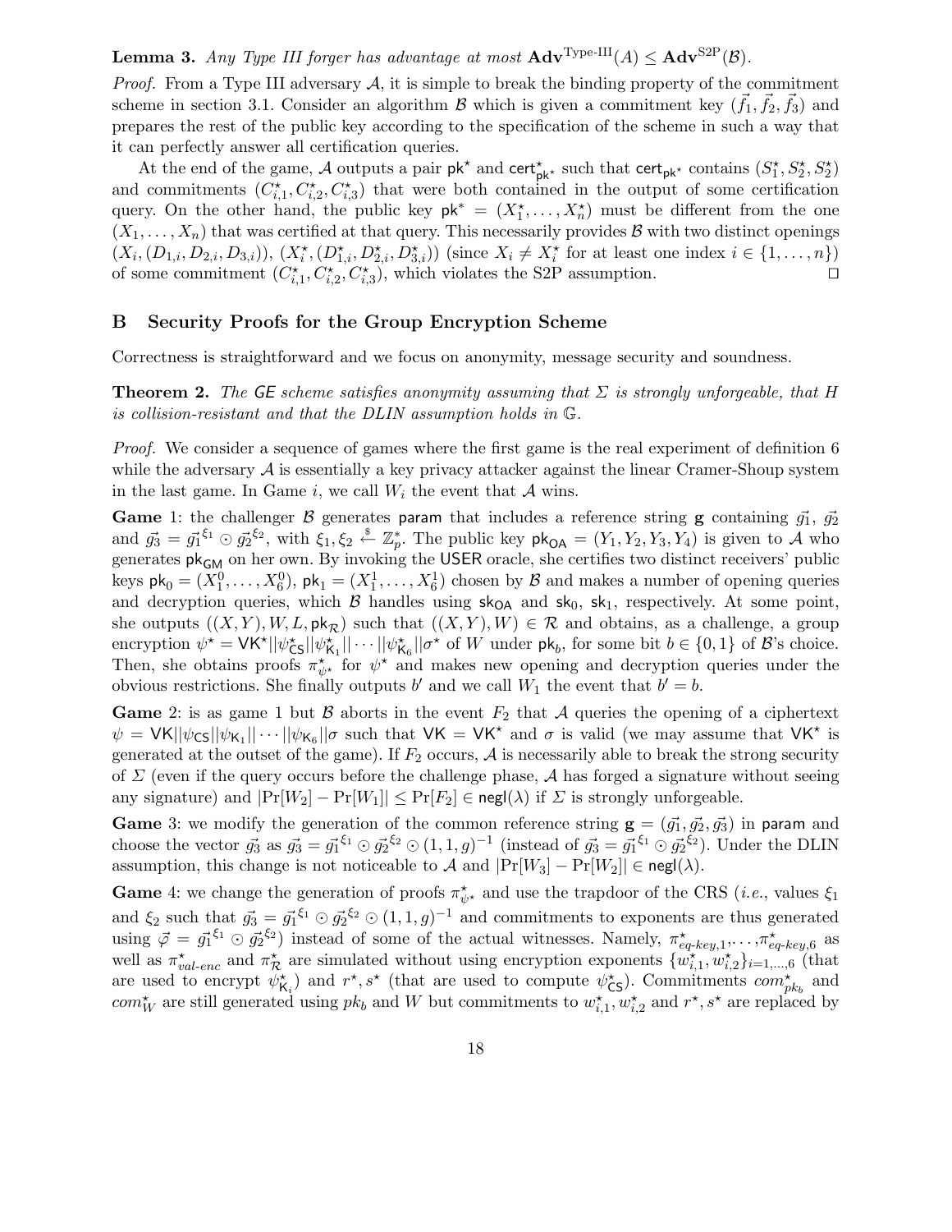**Lemma 3.** *Any Type III forger has advantage at most* $\mathbf{Adv}^{\text{Type-III}}(A) \leq \mathbf{Adv}^{\text{S2P}}(\mathcal{B})$.

*Proof.* From a Type III adversary $\mathcal{A}$, it is simple to break the binding property of the commitment scheme in section 3.1. Consider an algorithm $\mathcal{B}$ which is given a commitment key $(\vec{f_1}, \vec{f_2}, \vec{f_3})$ and prepares the rest of the public key according to the specification of the scheme in such a way that it can perfectly answer all certification queries.

At the end of the game, $\mathcal{A}$ outputs a pair $\mathsf{pk}^\star$ and $\mathsf{cert}^\star_{\mathsf{pk}^\star}$ such that $\mathsf{cert}_{\mathsf{pk}^\star}$ contains $(S_1^\star, S_2^\star, S_2^\star)$ and commitments $(C_{i,1}^\star, C_{i,2}^\star, C_{i,3}^\star)$ that were both contained in the output of some certification query. On the other hand, the public key $\mathsf{pk}^* = (X_1^\star, \ldots, X_n^\star)$ must be different from the one $(X_1, \ldots, X_n)$ that was certified at that query. This necessarily provides $\mathcal{B}$ with two distinct openings $(X_i, (D_{1,i}, D_{2,i}, D_{3,i}))$, $(X_i^\star, (D_{1,i}^\star, D_{2,i}^\star, D_{3,i}^\star))$ (since $X_i \neq X_i^\star$ for at least one index $i \in \{1, \ldots, n\}$) of some commitment $(C_{i,1}^\star, C_{i,2}^\star, C_{i,3}^\star)$, which violates the S2P assumption. $\square$

## B Security Proofs for the Group Encryption Scheme

Correctness is straightforward and we focus on anonymity, message security and soundness.

**Theorem 2.** *The* $\mathsf{GE}$ *scheme satisfies anonymity assuming that* $\Sigma$ *is strongly unforgeable, that* $H$ *is collision-resistant and that the DLIN assumption holds in* $\mathbb{G}$.

*Proof.* We consider a sequence of games where the first game is the real experiment of definition 6 while the adversary $\mathcal{A}$ is essentially a key privacy attacker against the linear Cramer-Shoup system in the last game. In Game $i$, we call $W_i$ the event that $\mathcal{A}$ wins.

**Game** 1: the challenger $\mathcal{B}$ generates $\mathsf{param}$ that includes a reference string $\mathbf{g}$ containing $\vec{g_1}$, $\vec{g_2}$ and $\vec{g_3} = \vec{g_1}^{\xi_1} \odot \vec{g_2}^{\xi_2}$, with $\xi_1, \xi_2 \stackrel{\$}{\leftarrow} \mathbb{Z}_p^*$. The public key $\mathsf{pk}_{\mathsf{OA}} = (Y_1, Y_2, Y_3, Y_4)$ is given to $\mathcal{A}$ who generates $\mathsf{pk}_{\mathsf{GM}}$ on her own. By invoking the $\mathsf{USER}$ oracle, she certifies two distinct receivers' public keys $\mathsf{pk}_0 = (X_1^0, \ldots, X_6^0)$, $\mathsf{pk}_1 = (X_1^1, \ldots, X_6^1)$ chosen by $\mathcal{B}$ and makes a number of opening queries and decryption queries, which $\mathcal{B}$ handles using $\mathsf{sk}_{\mathsf{OA}}$ and $\mathsf{sk}_0$, $\mathsf{sk}_1$, respectively. At some point, she outputs $((X, Y), W, L, \mathsf{pk}_{\mathcal{R}})$ such that $((X, Y), W) \in \mathcal{R}$ and obtains, as a challenge, a group encryption $\psi^\star = \mathsf{VK}^\star || \psi^\star_{\mathsf{CS}} || \psi^\star_{\mathsf{K}_1} || \cdots || \psi^\star_{\mathsf{K}_6} || \sigma^\star$ of $W$ under $\mathsf{pk}_b$, for some bit $b \in \{0, 1\}$ of $\mathcal{B}$'s choice. Then, she obtains proofs $\pi^\star_{\psi^\star}$ for $\psi^\star$ and makes new opening and decryption queries under the obvious restrictions. She finally outputs $b'$ and we call $W_1$ the event that $b' = b$.

**Game** 2: is as game 1 but $\mathcal{B}$ aborts in the event $F_2$ that $\mathcal{A}$ queries the opening of a ciphertext $\psi = \mathsf{VK} || \psi_{\mathsf{CS}} || \psi_{\mathsf{K}_1} || \cdots || \psi_{\mathsf{K}_6} || \sigma$ such that $\mathsf{VK} = \mathsf{VK}^\star$ and $\sigma$ is valid (we may assume that $\mathsf{VK}^\star$ is generated at the outset of the game). If $F_2$ occurs, $\mathcal{A}$ is necessarily able to break the strong security of $\Sigma$ (even if the query occurs before the challenge phase, $\mathcal{A}$ has forged a signature without seeing any signature) and $|\Pr[W_2] - \Pr[W_1]| \leq \Pr[F_2] \in \mathsf{negl}(\lambda)$ if $\Sigma$ is strongly unforgeable.

**Game** 3: we modify the generation of the common reference string $\mathbf{g} = (\vec{g_1}, \vec{g_2}, \vec{g_3})$ in $\mathsf{param}$ and choose the vector $\vec{g_3}$ as $\vec{g_3} = \vec{g_1}^{\xi_1} \odot \vec{g_2}^{\xi_2} \odot (1, 1, g)^{-1}$ (instead of $\vec{g_3} = \vec{g_1}^{\xi_1} \odot \vec{g_2}^{\xi_2}$). Under the DLIN assumption, this change is not noticeable to $\mathcal{A}$ and $|\Pr[W_3] - \Pr[W_2]| \in \mathsf{negl}(\lambda)$.

**Game** 4: we change the generation of proofs $\pi^\star_{\psi^\star}$ and use the trapdoor of the CRS (*i.e.*, values $\xi_1$ and $\xi_2$ such that $\vec{g_3} = \vec{g_1}^{\xi_1} \odot \vec{g_2}^{\xi_2} \odot (1, 1, g)^{-1}$ and commitments to exponents are thus generated using $\vec{\varphi} = \vec{g_1}^{\xi_1} \odot \vec{g_2}^{\xi_2}$) instead of some of the actual witnesses. Namely, $\pi^\star_{eq\text{-}key,1}, \ldots, \pi^\star_{eq\text{-}key,6}$ as well as $\pi^\star_{val\text{-}enc}$ and $\pi^\star_{\mathcal{R}}$ are simulated without using encryption exponents $\{w_{i,1}^\star, w_{i,2}^\star\}_{i=1,\ldots,6}$ (that are used to encrypt $\psi^\star_{\mathsf{K}_i}$) and $r^\star, s^\star$ (that are used to compute $\psi^\star_{\mathsf{CS}}$). Commitments $com^\star_{pk_b}$ and $com^\star_W$ are still generated using $pk_b$ and $W$ but commitments to $w_{i,1}^\star, w_{i,2}^\star$ and $r^\star, s^\star$ are replaced by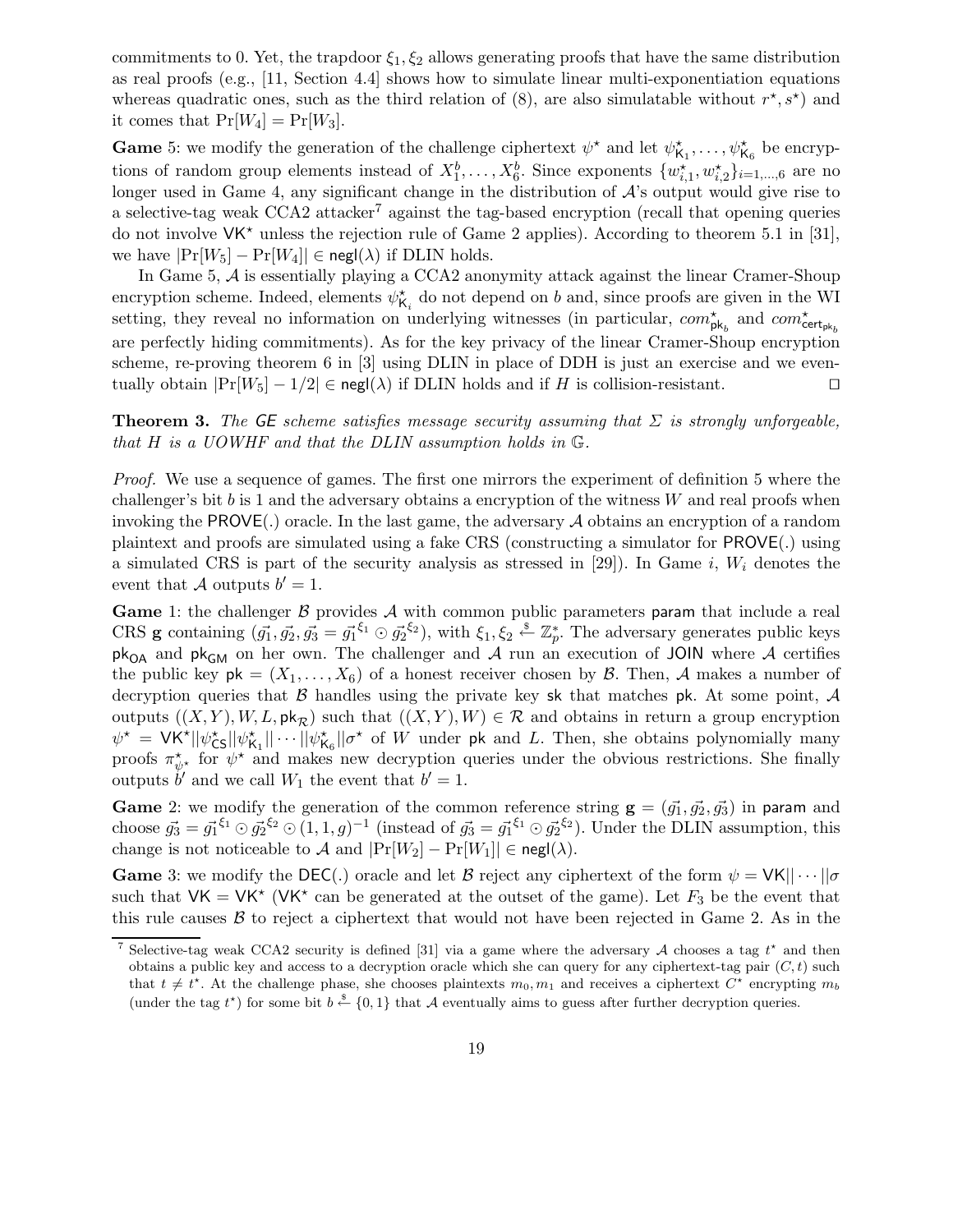commitments to 0. Yet, the trapdoor $\xi_1, \xi_2$ allows generating proofs that have the same distribution as real proofs (e.g., [11, Section 4.4] shows how to simulate linear multi-exponentiation equations whereas quadratic ones, such as the third relation of (8), are also simulatable without $r^\star, s^\star$) and it comes that $\Pr[W_4] = \Pr[W_3]$.

**Game** 5: we modify the generation of the challenge ciphertext $\psi^\star$ and let $\psi^\star_{\mathsf{K}_1}, \ldots, \psi^\star_{\mathsf{K}_6}$ be encryptions of random group elements instead of $X_1^b, \ldots, X_6^b$. Since exponents $\{w^\star_{i,1}, w^\star_{i,2}\}_{i=1,\ldots,6}$ are no longer used in Game 4, any significant change in the distribution of $\mathcal{A}$'s output would give rise to a selective-tag weak CCA2 attacker[7] against the tag-based encryption (recall that opening queries do not involve $\mathsf{VK}^\star$ unless the rejection rule of Game 2 applies). According to theorem 5.1 in [31], we have $|\Pr[W_5] - \Pr[W_4]| \in \mathsf{negl}(\lambda)$ if DLIN holds.

In Game 5, $\mathcal{A}$ is essentially playing a CCA2 anonymity attack against the linear Cramer-Shoup encryption scheme. Indeed, elements $\psi^\star_{\mathsf{K}_i}$ do not depend on $b$ and, since proofs are given in the WI setting, they reveal no information on underlying witnesses (in particular, $com^\star_{\mathsf{pk}_b}$ and $com^\star_{\mathsf{cert}_{\mathsf{pk}_b}}$ are perfectly hiding commitments). As for the key privacy of the linear Cramer-Shoup encryption scheme, re-proving theorem 6 in [3] using DLIN in place of DDH is just an exercise and we eventually obtain $|\Pr[W_5] - 1/2| \in \mathsf{negl}(\lambda)$ if DLIN holds and if $H$ is collision-resistant. $\square$

**Theorem 3.** *The GE scheme satisfies message security assuming that $\Sigma$ is strongly unforgeable, that $H$ is a UOWHF and that the DLIN assumption holds in $\mathbb{G}$.*

*Proof.* We use a sequence of games. The first one mirrors the experiment of definition 5 where the challenger's bit $b$ is 1 and the adversary obtains a encryption of the witness $W$ and real proofs when invoking the $\mathsf{PROVE}(.)$ oracle. In the last game, the adversary $\mathcal{A}$ obtains an encryption of a random plaintext and proofs are simulated using a fake CRS (constructing a simulator for $\mathsf{PROVE}(.)$ using a simulated CRS is part of the security analysis as stressed in [29]). In Game $i$, $W_i$ denotes the event that $\mathcal{A}$ outputs $b' = 1$.

**Game** 1: the challenger $\mathcal{B}$ provides $\mathcal{A}$ with common public parameters $\mathsf{param}$ that include a real CRS $\mathbf{g}$ containing $(\vec{g_1}, \vec{g_2}, \vec{g_3} = \vec{g_1}^{\xi_1} \odot \vec{g_2}^{\xi_2})$, with $\xi_1, \xi_2 \stackrel{\$}{\leftarrow} \mathbb{Z}_p^*$. The adversary generates public keys $\mathsf{pk}_{\mathsf{OA}}$ and $\mathsf{pk}_{\mathsf{GM}}$ on her own. The challenger and $\mathcal{A}$ run an execution of $\mathsf{JOIN}$ where $\mathcal{A}$ certifies the public key $\mathsf{pk} = (X_1, \ldots, X_6)$ of a honest receiver chosen by $\mathcal{B}$. Then, $\mathcal{A}$ makes a number of decryption queries that $\mathcal{B}$ handles using the private key $\mathsf{sk}$ that matches $\mathsf{pk}$. At some point, $\mathcal{A}$ outputs $((X,Y), W, L, \mathsf{pk}_{\mathcal{R}})$ such that $((X,Y), W) \in \mathcal{R}$ and obtains in return a group encryption $\psi^\star = \mathsf{VK}^\star \| \psi^\star_{\mathsf{CS}} \| \psi^\star_{\mathsf{K}_1} \| \cdots \| \psi^\star_{\mathsf{K}_6} \| \sigma^\star$ of $W$ under $\mathsf{pk}$ and $L$. Then, she obtains polynomially many proofs $\pi^\star_{\psi^\star}$ for $\psi^\star$ and makes new decryption queries under the obvious restrictions. She finally outputs $b'$ and we call $W_1$ the event that $b' = 1$.

**Game** 2: we modify the generation of the common reference string $\mathbf{g} = (\vec{g_1}, \vec{g_2}, \vec{g_3})$ in $\mathsf{param}$ and choose $\vec{g_3} = \vec{g_1}^{\xi_1} \odot \vec{g_2}^{\xi_2} \odot (1,1,g)^{-1}$ (instead of $\vec{g_3} = \vec{g_1}^{\xi_1} \odot \vec{g_2}^{\xi_2}$). Under the DLIN assumption, this change is not noticeable to $\mathcal{A}$ and $|\Pr[W_2] - \Pr[W_1]| \in \mathsf{negl}(\lambda)$.

**Game** 3: we modify the $\mathsf{DEC}(.)$ oracle and let $\mathcal{B}$ reject any ciphertext of the form $\psi = \mathsf{VK} \| \cdots \| \sigma$ such that $\mathsf{VK} = \mathsf{VK}^\star$ ($\mathsf{VK}^\star$ can be generated at the outset of the game). Let $F_3$ be the event that this rule causes $\mathcal{B}$ to reject a ciphertext that would not have been rejected in Game 2. As in the

---

[7] Selective-tag weak CCA2 security is defined [31] via a game where the adversary $\mathcal{A}$ chooses a tag $t^\star$ and then obtains a public key and access to a decryption oracle which she can query for any ciphertext-tag pair $(C,t)$ such that $t \neq t^\star$. At the challenge phase, she chooses plaintexts $m_0, m_1$ and receives a ciphertext $C^\star$ encrypting $m_b$ (under the tag $t^\star$) for some bit $b \stackrel{\$}{\leftarrow} \{0,1\}$ that $\mathcal{A}$ eventually aims to guess after further decryption queries.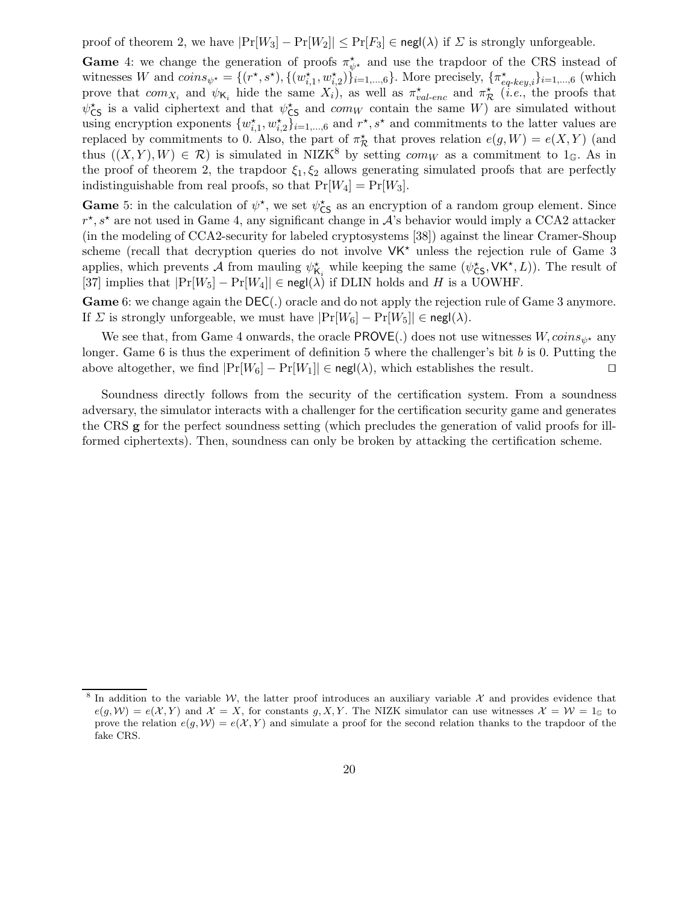proof of theorem 2, we have $|\Pr[W_3] - \Pr[W_2]| \leq \Pr[F_3] \in \mathsf{negl}(\lambda)$ if $\Sigma$ is strongly unforgeable.

**Game** 4: we change the generation of proofs $\pi^\star_{\psi^\star}$ and use the trapdoor of the CRS instead of witnesses $W$ and $coins_{\psi^\star} = \{(r^\star, s^\star), \{(w^\star_{i,1}, w^\star_{i,2})\}_{i=1,\ldots,6}\}$. More precisely, $\{\pi^\star_{eq\text{-}key,i}\}_{i=1,\ldots,6}$ (which prove that $com_{X_i}$ and $\psi_{\mathsf{K}_i}$ hide the same $X_i$), as well as $\pi^\star_{val\text{-}enc}$ and $\pi^\star_{\mathcal{R}}$ (*i.e.*, the proofs that $\psi^\star_{\mathsf{CS}}$ is a valid ciphertext and that $\psi^\star_{\mathsf{CS}}$ and $com_W$ contain the same $W$) are simulated without using encryption exponents $\{w^\star_{i,1}, w^\star_{i,2}\}_{i=1,\ldots,6}$ and $r^\star, s^\star$ and commitments to the latter values are replaced by commitments to 0. Also, the part of $\pi^\star_{\mathcal{R}}$ that proves relation $e(g, W) = e(X, Y)$ (and thus $((X, Y), W) \in \mathcal{R}$) is simulated in NIZK[8] by setting $com_W$ as a commitment to $1_{\mathbb{G}}$. As in the proof of theorem 2, the trapdoor $\xi_1, \xi_2$ allows generating simulated proofs that are perfectly indistinguishable from real proofs, so that $\Pr[W_4] = \Pr[W_3]$.

**Game** 5: in the calculation of $\psi^\star$, we set $\psi^\star_{\mathsf{CS}}$ as an encryption of a random group element. Since $r^\star, s^\star$ are not used in Game 4, any significant change in $\mathcal{A}$'s behavior would imply a CCA2 attacker (in the modeling of CCA2-security for labeled cryptosystems [38]) against the linear Cramer-Shoup scheme (recall that decryption queries do not involve $\mathsf{VK}^\star$ unless the rejection rule of Game 3 applies, which prevents $\mathcal{A}$ from mauling $\psi^\star_{\mathsf{K}_i}$ while keeping the same $(\psi^\star_{\mathsf{CS}}, \mathsf{VK}^\star, L)$). The result of [37] implies that $|\Pr[W_5] - \Pr[W_4]| \in \mathsf{negl}(\lambda)$ if DLIN holds and $H$ is a UOWHF.

**Game** 6: we change again the $\mathsf{DEC}(.)$ oracle and do not apply the rejection rule of Game 3 anymore. If $\Sigma$ is strongly unforgeable, we must have $|\Pr[W_6] - \Pr[W_5]| \in \mathsf{negl}(\lambda)$.

We see that, from Game 4 onwards, the oracle $\mathsf{PROVE}(.)$ does not use witnesses $W, coins_{\psi^\star}$ any longer. Game 6 is thus the experiment of definition 5 where the challenger's bit $b$ is 0. Putting the above altogether, we find $|\Pr[W_6] - \Pr[W_1]| \in \mathsf{negl}(\lambda)$, which establishes the result. □

Soundness directly follows from the security of the certification system. From a soundness adversary, the simulator interacts with a challenger for the certification security game and generates the CRS $\mathbf{g}$ for the perfect soundness setting (which precludes the generation of valid proofs for ill-formed ciphertexts). Then, soundness can only be broken by attacking the certification scheme.

[8] In addition to the variable $\mathcal{W}$, the latter proof introduces an auxiliary variable $\mathcal{X}$ and provides evidence that $e(g, \mathcal{W}) = e(\mathcal{X}, Y)$ and $\mathcal{X} = X$, for constants $g, X, Y$. The NIZK simulator can use witnesses $\mathcal{X} = \mathcal{W} = 1_{\mathbb{G}}$ to prove the relation $e(g, \mathcal{W}) = e(\mathcal{X}, Y)$ and simulate a proof for the second relation thanks to the trapdoor of the fake CRS.